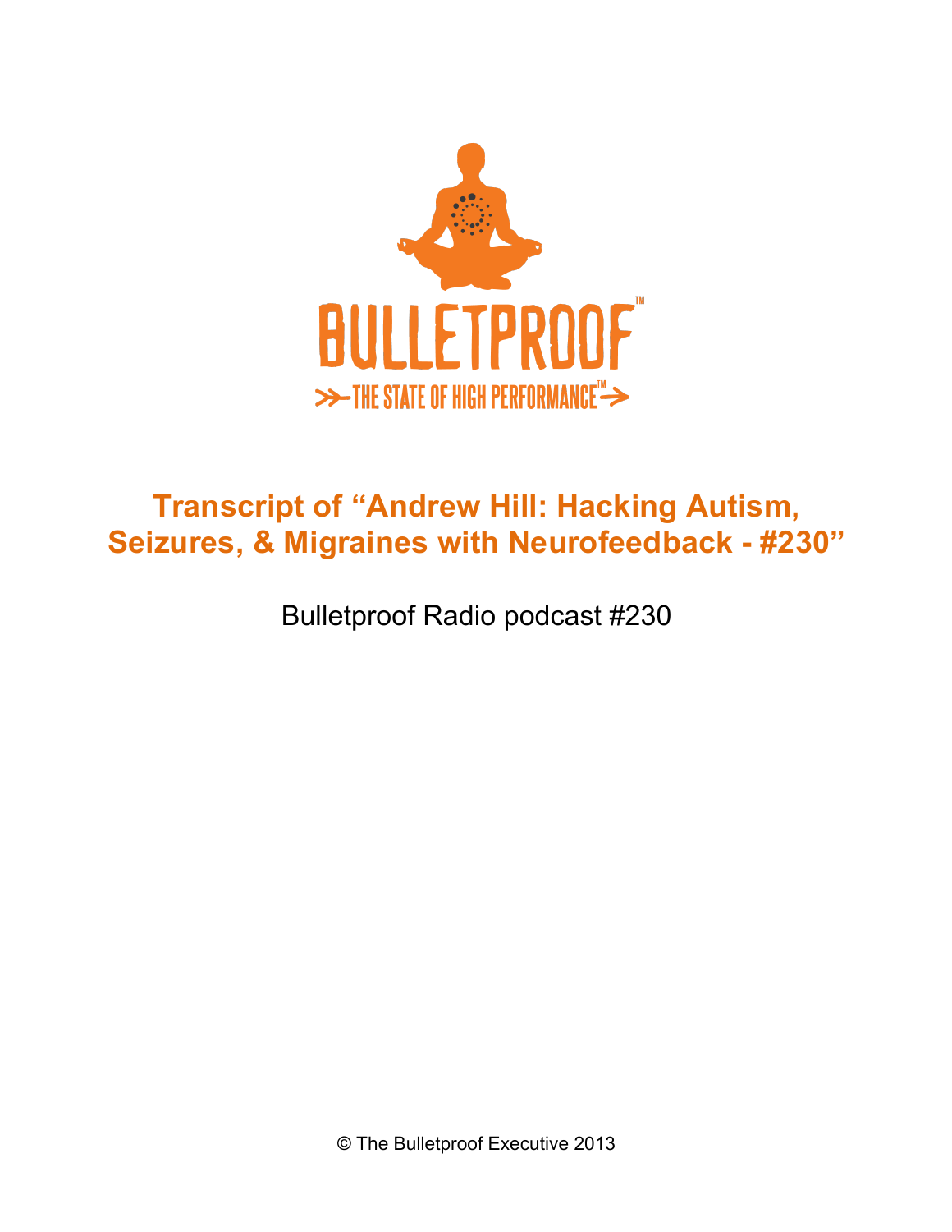BULLETPROOF™

>>THE STATE OF HIGH PERFORMANCE™>

# Transcript of "Andrew Hill: Hacking Autism, Seizures, & Migraines with Neurofeedback - #230"

Bulletproof Radio podcast #230

© The Bulletproof Executive 2013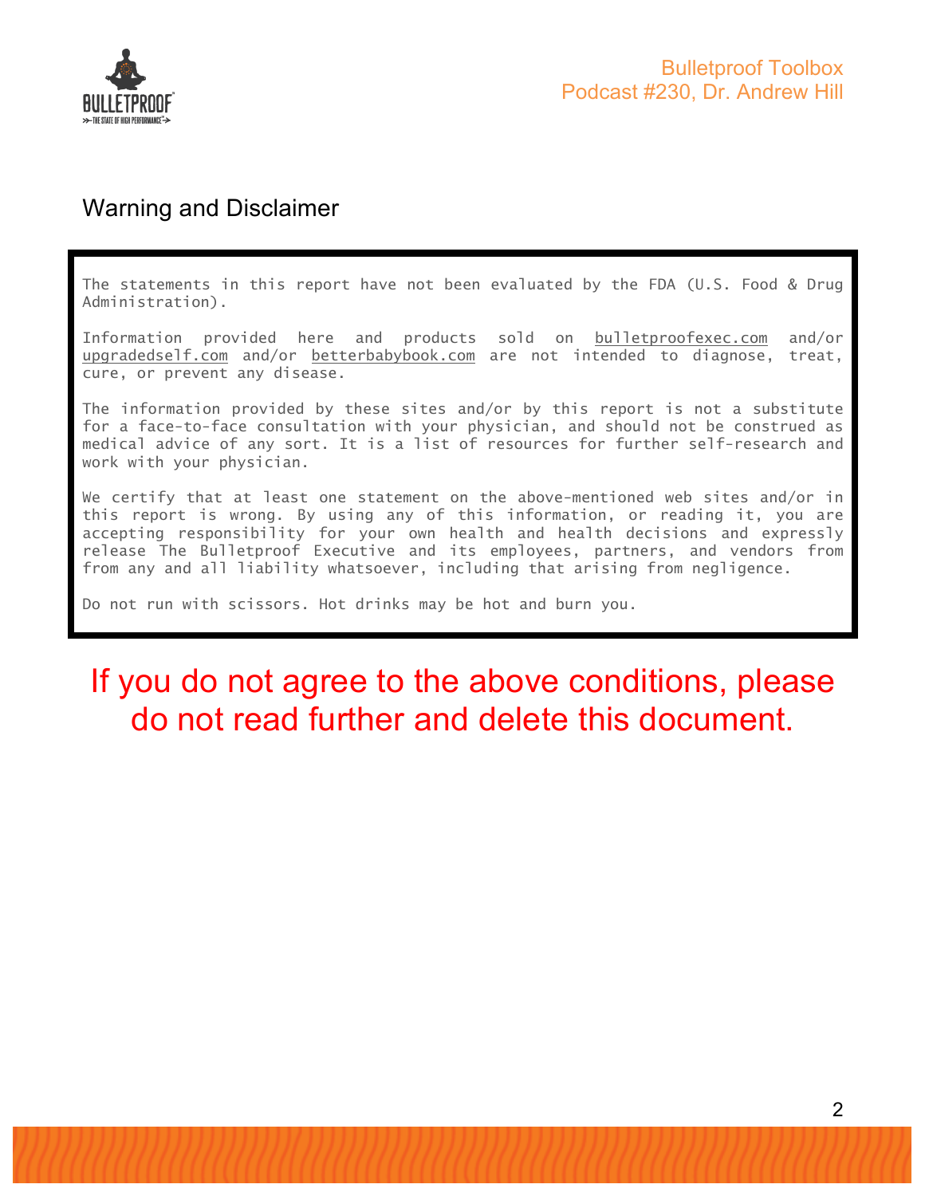## Warning and Disclaimer

The statements in this report have not been evaluated by the FDA (U.S. Food & Drug Administration).

Information provided here and products sold on bulletproofexec.com and/or upgradedself.com and/or betterbabybook.com are not intended to diagnose, treat, cure, or prevent any disease.

The information provided by these sites and/or by this report is not a substitute for a face-to-face consultation with your physician, and should not be construed as medical advice of any sort. It is a list of resources for further self-research and work with your physician.

We certify that at least one statement on the above-mentioned web sites and/or in this report is wrong. By using any of this information, or reading it, you are accepting responsibility for your own health and health decisions and expressly release The Bulletproof Executive and its employees, partners, and vendors from from any and all liability whatsoever, including that arising from negligence.

Do not run with scissors. Hot drinks may be hot and burn you.

**If you do not agree to the above conditions, please do not read further and delete this document.**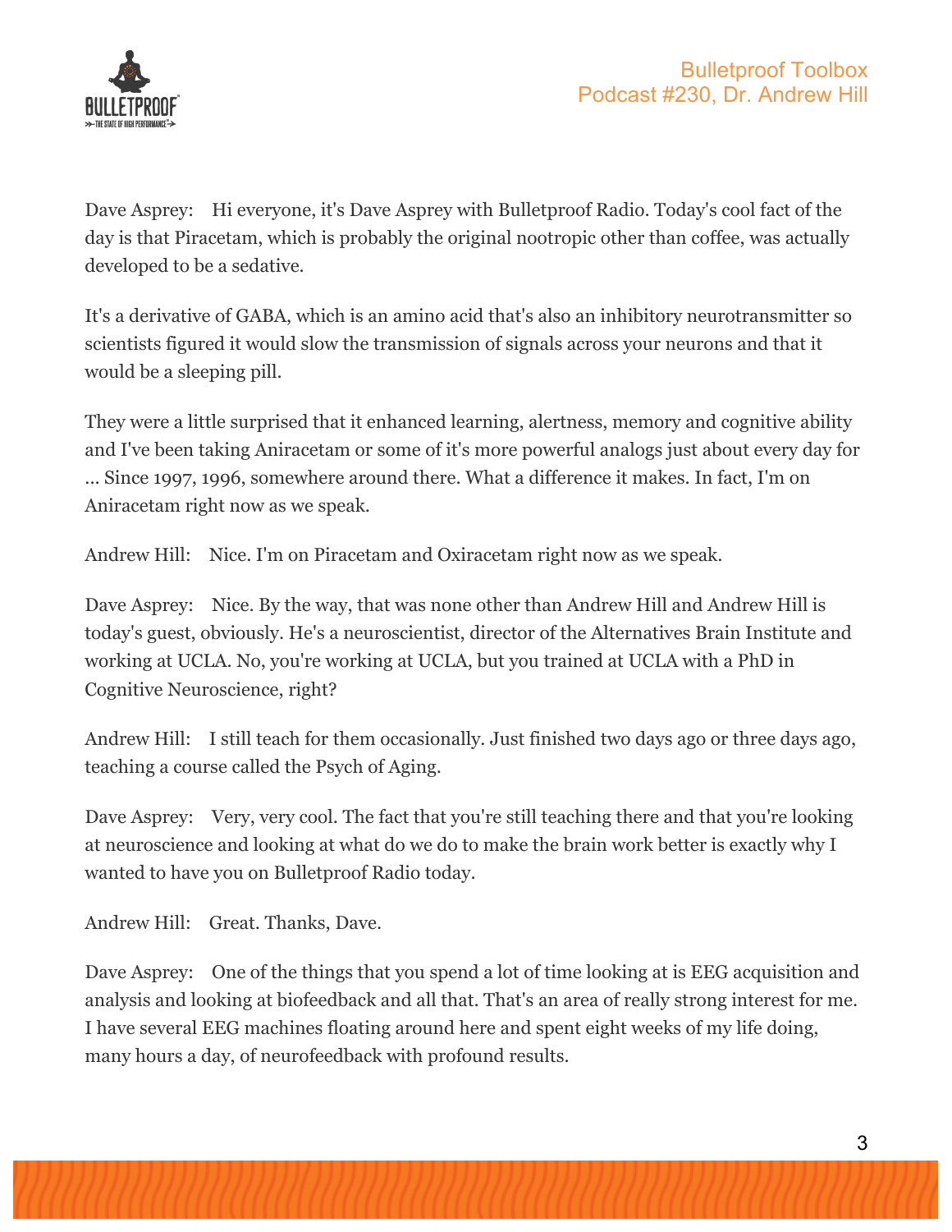Dave Asprey: Hi everyone, it's Dave Asprey with Bulletproof Radio. Today's cool fact of the day is that Piracetam, which is probably the original nootropic other than coffee, was actually developed to be a sedative.

It's a derivative of GABA, which is an amino acid that's also an inhibitory neurotransmitter so scientists figured it would slow the transmission of signals across your neurons and that it would be a sleeping pill.

They were a little surprised that it enhanced learning, alertness, memory and cognitive ability and I've been taking Aniracetam or some of it's more powerful analogs just about every day for ... Since 1997, 1996, somewhere around there. What a difference it makes. In fact, I'm on Aniracetam right now as we speak.

Andrew Hill: Nice. I'm on Piracetam and Oxiracetam right now as we speak.

Dave Asprey: Nice. By the way, that was none other than Andrew Hill and Andrew Hill is today's guest, obviously. He's a neuroscientist, director of the Alternatives Brain Institute and working at UCLA. No, you're working at UCLA, but you trained at UCLA with a PhD in Cognitive Neuroscience, right?

Andrew Hill: I still teach for them occasionally. Just finished two days ago or three days ago, teaching a course called the Psych of Aging.

Dave Asprey: Very, very cool. The fact that you're still teaching there and that you're looking at neuroscience and looking at what do we do to make the brain work better is exactly why I wanted to have you on Bulletproof Radio today.

Andrew Hill: Great. Thanks, Dave.

Dave Asprey: One of the things that you spend a lot of time looking at is EEG acquisition and analysis and looking at biofeedback and all that. That's an area of really strong interest for me. I have several EEG machines floating around here and spent eight weeks of my life doing, many hours a day, of neurofeedback with profound results.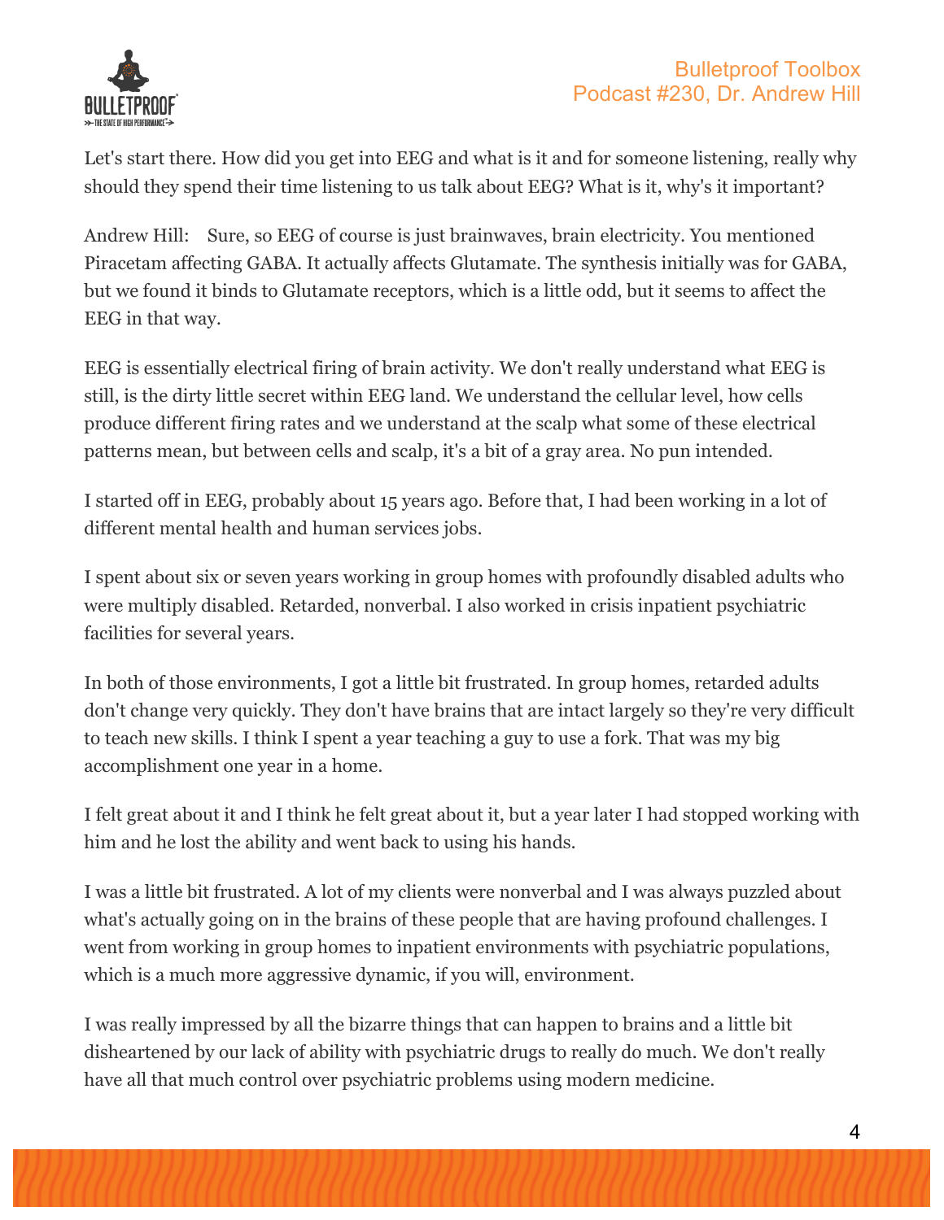Let's start there. How did you get into EEG and what is it and for someone listening, really why should they spend their time listening to us talk about EEG? What is it, why's it important?

Andrew Hill: Sure, so EEG of course is just brainwaves, brain electricity. You mentioned Piracetam affecting GABA. It actually affects Glutamate. The synthesis initially was for GABA, but we found it binds to Glutamate receptors, which is a little odd, but it seems to affect the EEG in that way.

EEG is essentially electrical firing of brain activity. We don't really understand what EEG is still, is the dirty little secret within EEG land. We understand the cellular level, how cells produce different firing rates and we understand at the scalp what some of these electrical patterns mean, but between cells and scalp, it's a bit of a gray area. No pun intended.

I started off in EEG, probably about 15 years ago. Before that, I had been working in a lot of different mental health and human services jobs.

I spent about six or seven years working in group homes with profoundly disabled adults who were multiply disabled. Retarded, nonverbal. I also worked in crisis inpatient psychiatric facilities for several years.

In both of those environments, I got a little bit frustrated. In group homes, retarded adults don't change very quickly. They don't have brains that are intact largely so they're very difficult to teach new skills. I think I spent a year teaching a guy to use a fork. That was my big accomplishment one year in a home.

I felt great about it and I think he felt great about it, but a year later I had stopped working with him and he lost the ability and went back to using his hands.

I was a little bit frustrated. A lot of my clients were nonverbal and I was always puzzled about what's actually going on in the brains of these people that are having profound challenges. I went from working in group homes to inpatient environments with psychiatric populations, which is a much more aggressive dynamic, if you will, environment.

I was really impressed by all the bizarre things that can happen to brains and a little bit disheartened by our lack of ability with psychiatric drugs to really do much. We don't really have all that much control over psychiatric problems using modern medicine.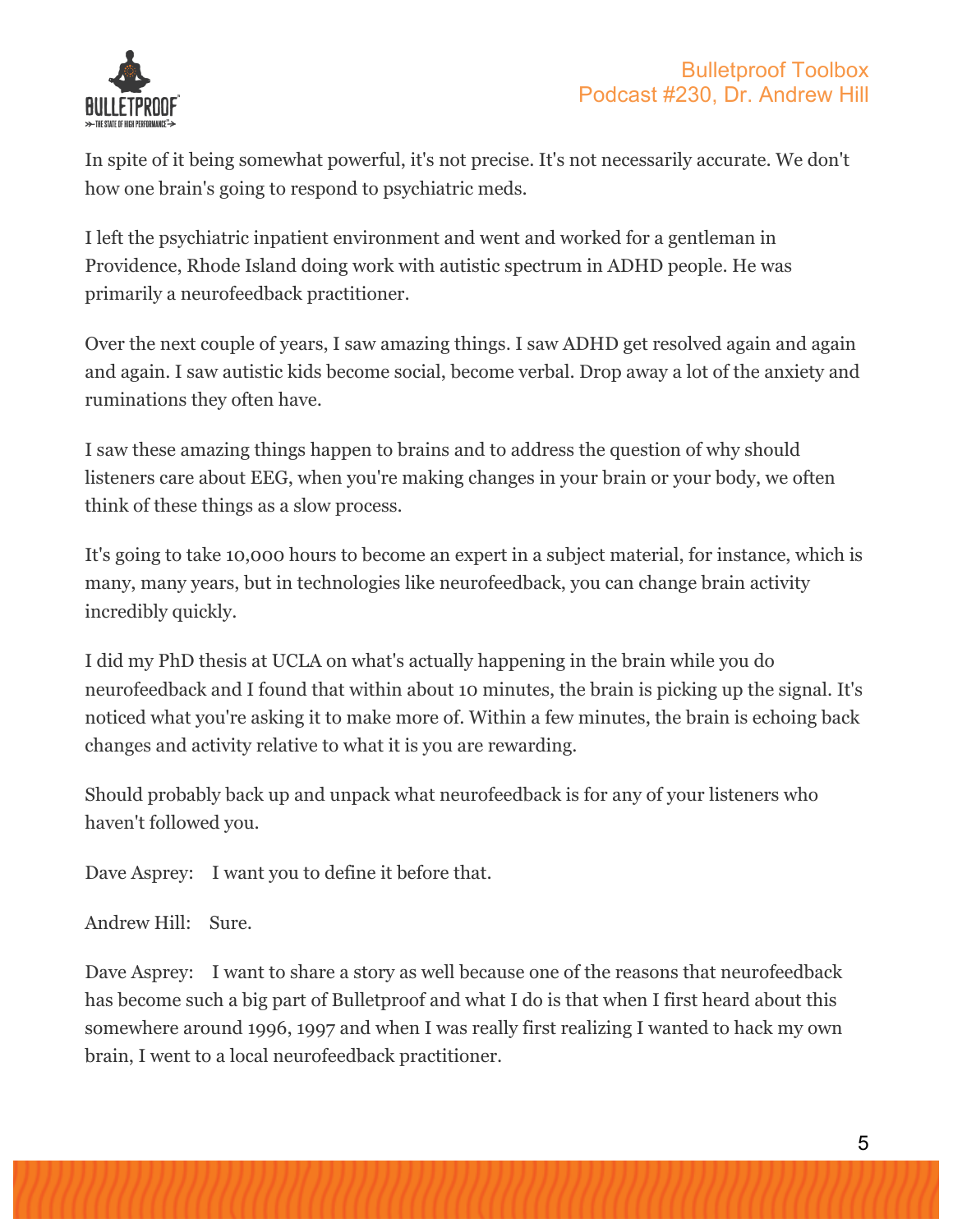In spite of it being somewhat powerful, it's not precise. It's not necessarily accurate. We don't how one brain's going to respond to psychiatric meds.

I left the psychiatric inpatient environment and went and worked for a gentleman in Providence, Rhode Island doing work with autistic spectrum in ADHD people. He was primarily a neurofeedback practitioner.

Over the next couple of years, I saw amazing things. I saw ADHD get resolved again and again and again. I saw autistic kids become social, become verbal. Drop away a lot of the anxiety and ruminations they often have.

I saw these amazing things happen to brains and to address the question of why should listeners care about EEG, when you're making changes in your brain or your body, we often think of these things as a slow process.

It's going to take 10,000 hours to become an expert in a subject material, for instance, which is many, many years, but in technologies like neurofeedback, you can change brain activity incredibly quickly.

I did my PhD thesis at UCLA on what's actually happening in the brain while you do neurofeedback and I found that within about 10 minutes, the brain is picking up the signal. It's noticed what you're asking it to make more of. Within a few minutes, the brain is echoing back changes and activity relative to what it is you are rewarding.

Should probably back up and unpack what neurofeedback is for any of your listeners who haven't followed you.

Dave Asprey: I want you to define it before that.

Andrew Hill: Sure.

Dave Asprey: I want to share a story as well because one of the reasons that neurofeedback has become such a big part of Bulletproof and what I do is that when I first heard about this somewhere around 1996, 1997 and when I was really first realizing I wanted to hack my own brain, I went to a local neurofeedback practitioner.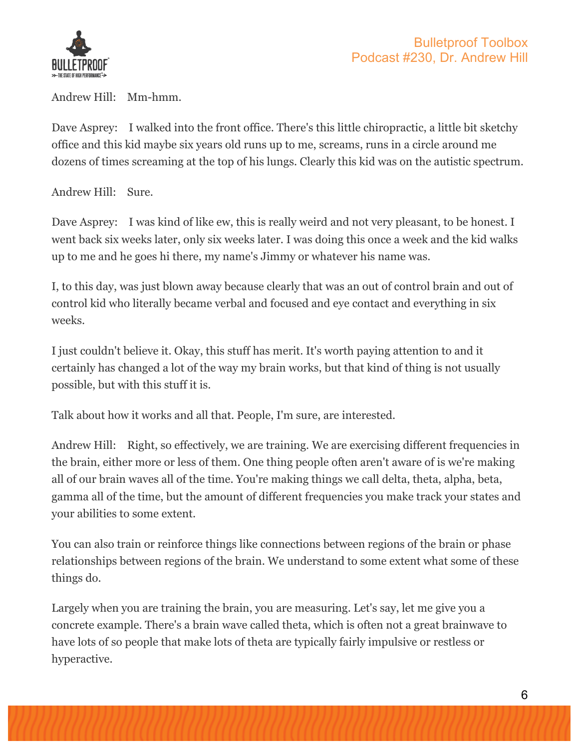Andrew Hill: Mm-hmm.

Dave Asprey: I walked into the front office. There's this little chiropractic, a little bit sketchy office and this kid maybe six years old runs up to me, screams, runs in a circle around me dozens of times screaming at the top of his lungs. Clearly this kid was on the autistic spectrum.

Andrew Hill: Sure.

Dave Asprey: I was kind of like ew, this is really weird and not very pleasant, to be honest. I went back six weeks later, only six weeks later. I was doing this once a week and the kid walks up to me and he goes hi there, my name's Jimmy or whatever his name was.

I, to this day, was just blown away because clearly that was an out of control brain and out of control kid who literally became verbal and focused and eye contact and everything in six weeks.

I just couldn't believe it. Okay, this stuff has merit. It's worth paying attention to and it certainly has changed a lot of the way my brain works, but that kind of thing is not usually possible, but with this stuff it is.

Talk about how it works and all that. People, I'm sure, are interested.

Andrew Hill: Right, so effectively, we are training. We are exercising different frequencies in the brain, either more or less of them. One thing people often aren't aware of is we're making all of our brain waves all of the time. You're making things we call delta, theta, alpha, beta, gamma all of the time, but the amount of different frequencies you make track your states and your abilities to some extent.

You can also train or reinforce things like connections between regions of the brain or phase relationships between regions of the brain. We understand to some extent what some of these things do.

Largely when you are training the brain, you are measuring. Let's say, let me give you a concrete example. There's a brain wave called theta, which is often not a great brainwave to have lots of so people that make lots of theta are typically fairly impulsive or restless or hyperactive.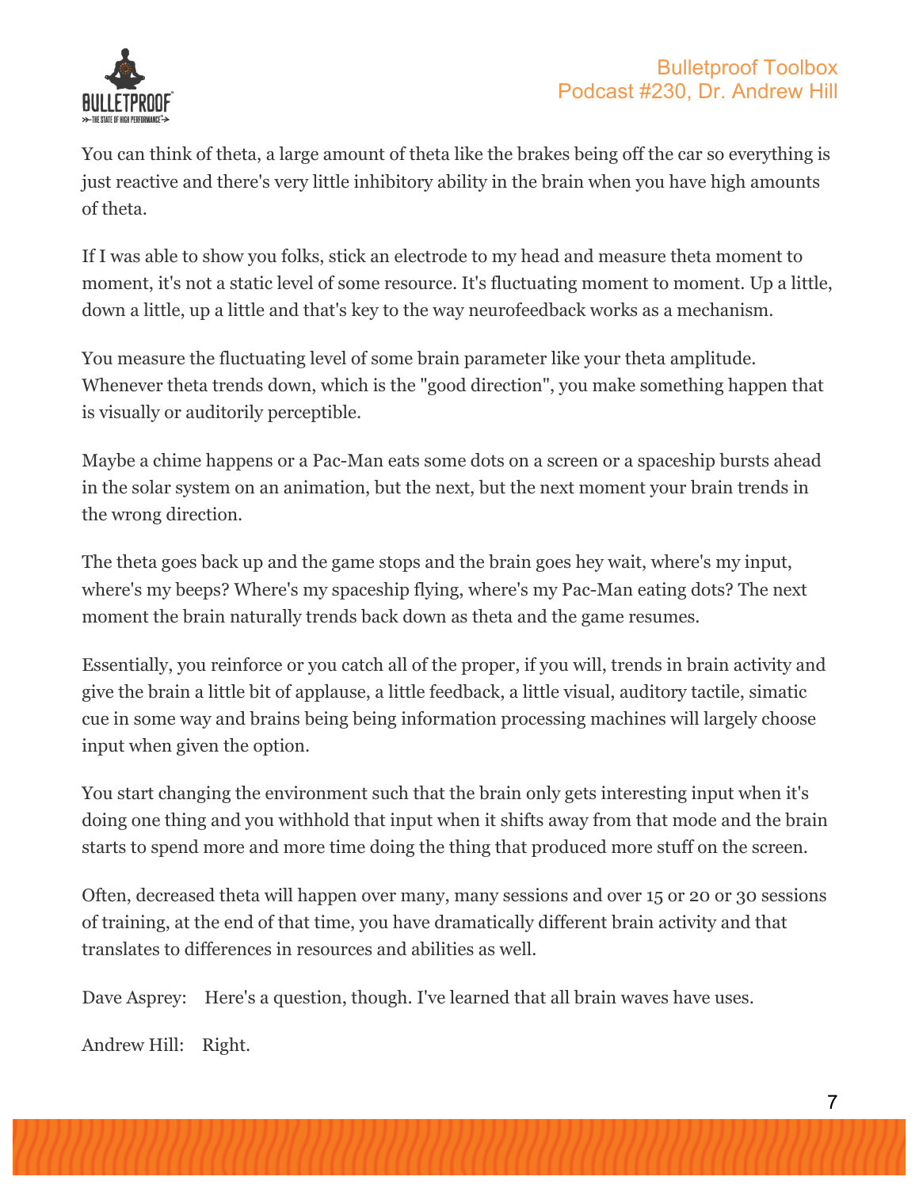You can think of theta, a large amount of theta like the brakes being off the car so everything is just reactive and there's very little inhibitory ability in the brain when you have high amounts of theta.

If I was able to show you folks, stick an electrode to my head and measure theta moment to moment, it's not a static level of some resource. It's fluctuating moment to moment. Up a little, down a little, up a little and that's key to the way neurofeedback works as a mechanism.

You measure the fluctuating level of some brain parameter like your theta amplitude. Whenever theta trends down, which is the "good direction", you make something happen that is visually or auditorily perceptible.

Maybe a chime happens or a Pac-Man eats some dots on a screen or a spaceship bursts ahead in the solar system on an animation, but the next, but the next moment your brain trends in the wrong direction.

The theta goes back up and the game stops and the brain goes hey wait, where's my input, where's my beeps? Where's my spaceship flying, where's my Pac-Man eating dots? The next moment the brain naturally trends back down as theta and the game resumes.

Essentially, you reinforce or you catch all of the proper, if you will, trends in brain activity and give the brain a little bit of applause, a little feedback, a little visual, auditory tactile, simatic cue in some way and brains being being information processing machines will largely choose input when given the option.

You start changing the environment such that the brain only gets interesting input when it's doing one thing and you withhold that input when it shifts away from that mode and the brain starts to spend more and more time doing the thing that produced more stuff on the screen.

Often, decreased theta will happen over many, many sessions and over 15 or 20 or 30 sessions of training, at the end of that time, you have dramatically different brain activity and that translates to differences in resources and abilities as well.

Dave Asprey: Here's a question, though. I've learned that all brain waves have uses.

Andrew Hill: Right.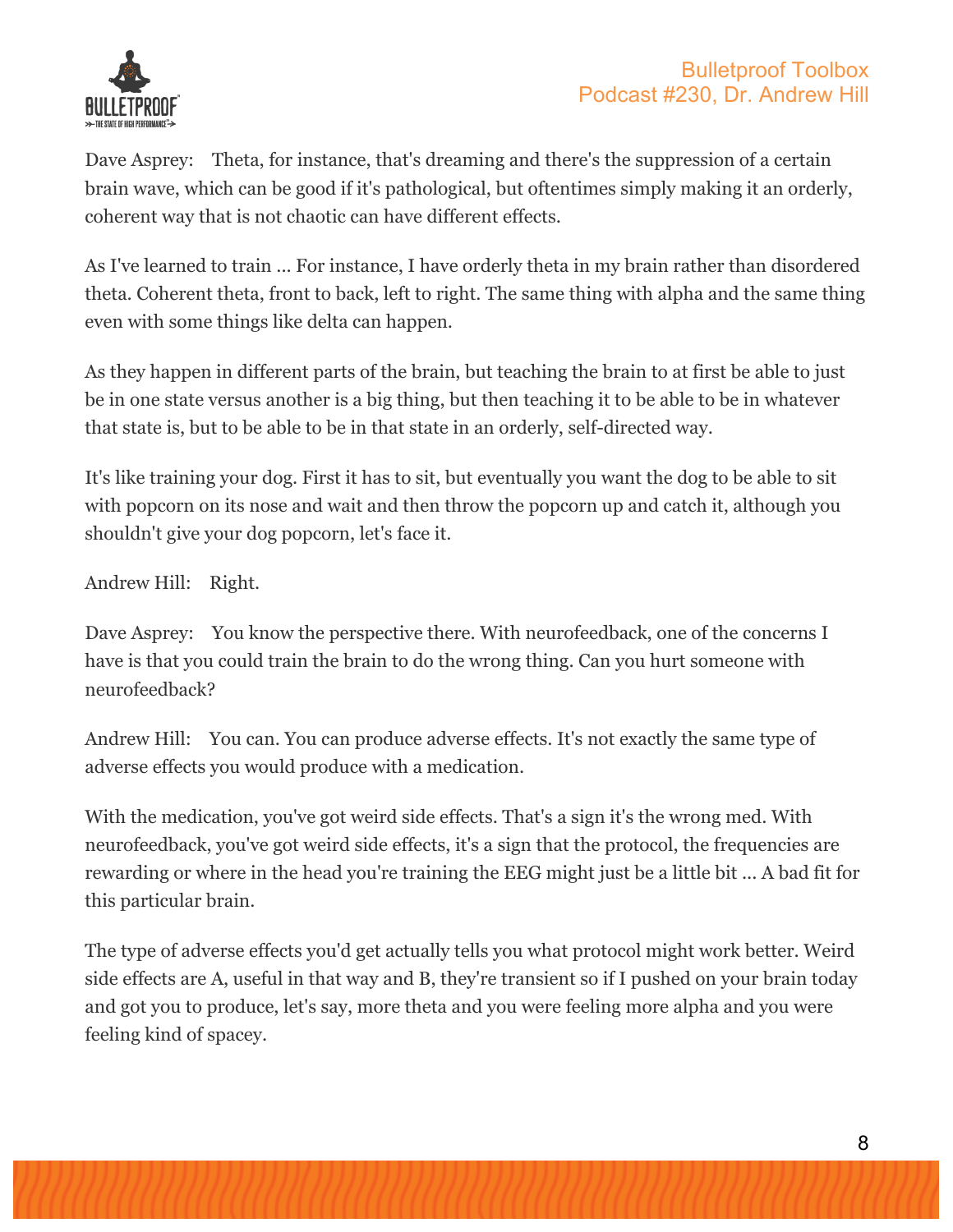Dave Asprey: Theta, for instance, that's dreaming and there's the suppression of a certain brain wave, which can be good if it's pathological, but oftentimes simply making it an orderly, coherent way that is not chaotic can have different effects.

As I've learned to train ... For instance, I have orderly theta in my brain rather than disordered theta. Coherent theta, front to back, left to right. The same thing with alpha and the same thing even with some things like delta can happen.

As they happen in different parts of the brain, but teaching the brain to at first be able to just be in one state versus another is a big thing, but then teaching it to be able to be in whatever that state is, but to be able to be in that state in an orderly, self-directed way.

It's like training your dog. First it has to sit, but eventually you want the dog to be able to sit with popcorn on its nose and wait and then throw the popcorn up and catch it, although you shouldn't give your dog popcorn, let's face it.

Andrew Hill: Right.

Dave Asprey: You know the perspective there. With neurofeedback, one of the concerns I have is that you could train the brain to do the wrong thing. Can you hurt someone with neurofeedback?

Andrew Hill: You can. You can produce adverse effects. It's not exactly the same type of adverse effects you would produce with a medication.

With the medication, you've got weird side effects. That's a sign it's the wrong med. With neurofeedback, you've got weird side effects, it's a sign that the protocol, the frequencies are rewarding or where in the head you're training the EEG might just be a little bit ... A bad fit for this particular brain.

The type of adverse effects you'd get actually tells you what protocol might work better. Weird side effects are A, useful in that way and B, they're transient so if I pushed on your brain today and got you to produce, let's say, more theta and you were feeling more alpha and you were feeling kind of spacey.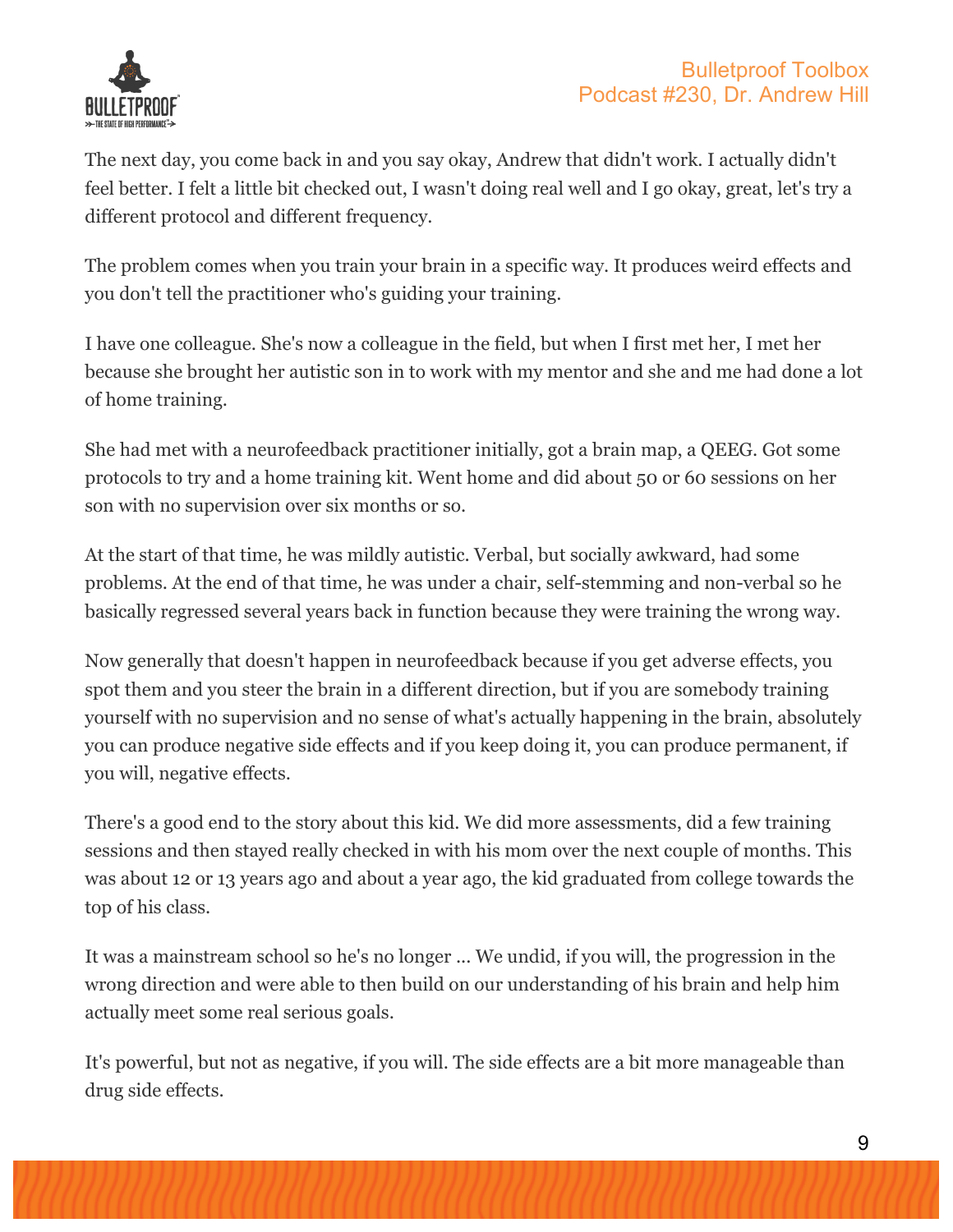The next day, you come back in and you say okay, Andrew that didn't work. I actually didn't feel better. I felt a little bit checked out, I wasn't doing real well and I go okay, great, let's try a different protocol and different frequency.

The problem comes when you train your brain in a specific way. It produces weird effects and you don't tell the practitioner who's guiding your training.

I have one colleague. She's now a colleague in the field, but when I first met her, I met her because she brought her autistic son in to work with my mentor and she and me had done a lot of home training.

She had met with a neurofeedback practitioner initially, got a brain map, a QEEG. Got some protocols to try and a home training kit. Went home and did about 50 or 60 sessions on her son with no supervision over six months or so.

At the start of that time, he was mildly autistic. Verbal, but socially awkward, had some problems. At the end of that time, he was under a chair, self-stemming and non-verbal so he basically regressed several years back in function because they were training the wrong way.

Now generally that doesn't happen in neurofeedback because if you get adverse effects, you spot them and you steer the brain in a different direction, but if you are somebody training yourself with no supervision and no sense of what's actually happening in the brain, absolutely you can produce negative side effects and if you keep doing it, you can produce permanent, if you will, negative effects.

There's a good end to the story about this kid. We did more assessments, did a few training sessions and then stayed really checked in with his mom over the next couple of months. This was about 12 or 13 years ago and about a year ago, the kid graduated from college towards the top of his class.

It was a mainstream school so he's no longer ... We undid, if you will, the progression in the wrong direction and were able to then build on our understanding of his brain and help him actually meet some real serious goals.

It's powerful, but not as negative, if you will. The side effects are a bit more manageable than drug side effects.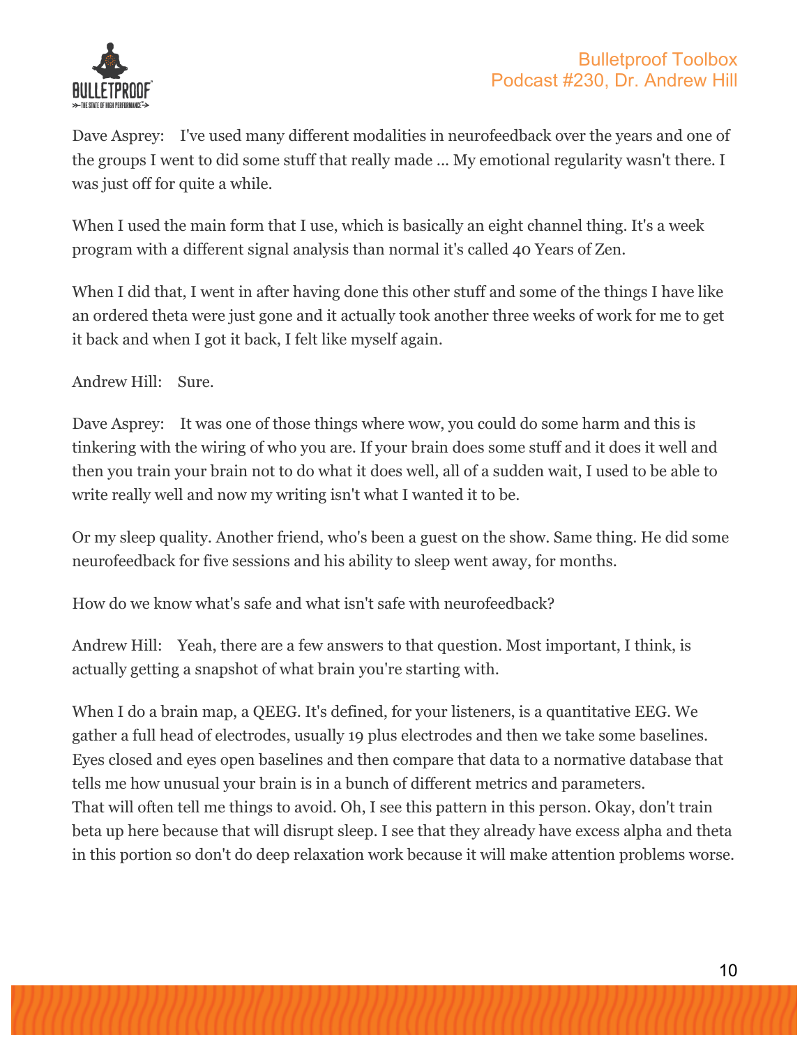Dave Asprey: I've used many different modalities in neurofeedback over the years and one of the groups I went to did some stuff that really made ... My emotional regularity wasn't there. I was just off for quite a while.

When I used the main form that I use, which is basically an eight channel thing. It's a week program with a different signal analysis than normal it's called 40 Years of Zen.

When I did that, I went in after having done this other stuff and some of the things I have like an ordered theta were just gone and it actually took another three weeks of work for me to get it back and when I got it back, I felt like myself again.

Andrew Hill: Sure.

Dave Asprey: It was one of those things where wow, you could do some harm and this is tinkering with the wiring of who you are. If your brain does some stuff and it does it well and then you train your brain not to do what it does well, all of a sudden wait, I used to be able to write really well and now my writing isn't what I wanted it to be.

Or my sleep quality. Another friend, who's been a guest on the show. Same thing. He did some neurofeedback for five sessions and his ability to sleep went away, for months.

How do we know what's safe and what isn't safe with neurofeedback?

Andrew Hill: Yeah, there are a few answers to that question. Most important, I think, is actually getting a snapshot of what brain you're starting with.

When I do a brain map, a QEEG. It's defined, for your listeners, is a quantitative EEG. We gather a full head of electrodes, usually 19 plus electrodes and then we take some baselines. Eyes closed and eyes open baselines and then compare that data to a normative database that tells me how unusual your brain is in a bunch of different metrics and parameters.
That will often tell me things to avoid. Oh, I see this pattern in this person. Okay, don't train beta up here because that will disrupt sleep. I see that they already have excess alpha and theta in this portion so don't do deep relaxation work because it will make attention problems worse.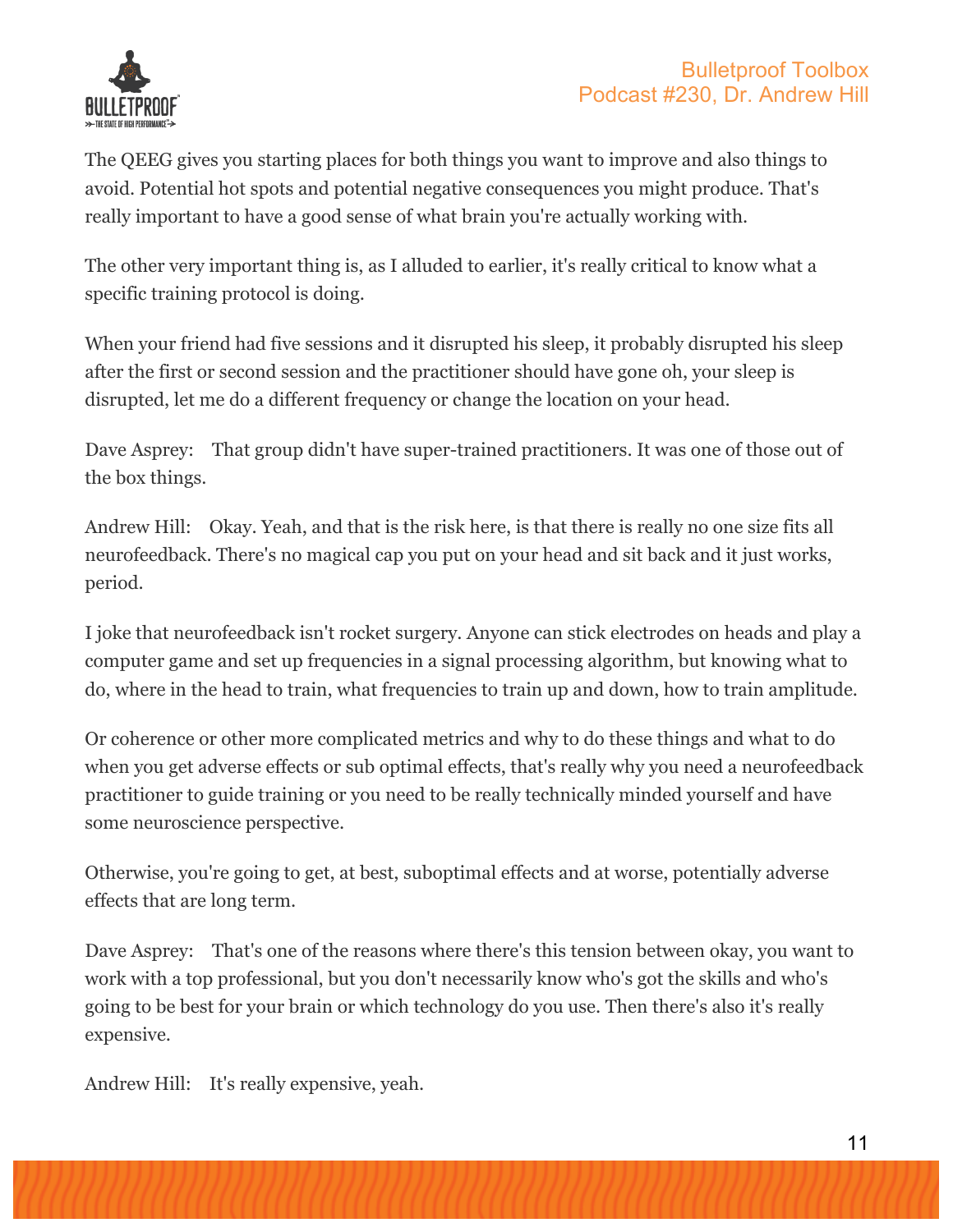The QEEG gives you starting places for both things you want to improve and also things to avoid. Potential hot spots and potential negative consequences you might produce. That's really important to have a good sense of what brain you're actually working with.

The other very important thing is, as I alluded to earlier, it's really critical to know what a specific training protocol is doing.

When your friend had five sessions and it disrupted his sleep, it probably disrupted his sleep after the first or second session and the practitioner should have gone oh, your sleep is disrupted, let me do a different frequency or change the location on your head.

Dave Asprey: That group didn't have super-trained practitioners. It was one of those out of the box things.

Andrew Hill: Okay. Yeah, and that is the risk here, is that there is really no one size fits all neurofeedback. There's no magical cap you put on your head and sit back and it just works, period.

I joke that neurofeedback isn't rocket surgery. Anyone can stick electrodes on heads and play a computer game and set up frequencies in a signal processing algorithm, but knowing what to do, where in the head to train, what frequencies to train up and down, how to train amplitude.

Or coherence or other more complicated metrics and why to do these things and what to do when you get adverse effects or sub optimal effects, that's really why you need a neurofeedback practitioner to guide training or you need to be really technically minded yourself and have some neuroscience perspective.

Otherwise, you're going to get, at best, suboptimal effects and at worse, potentially adverse effects that are long term.

Dave Asprey: That's one of the reasons where there's this tension between okay, you want to work with a top professional, but you don't necessarily know who's got the skills and who's going to be best for your brain or which technology do you use. Then there's also it's really expensive.

Andrew Hill: It's really expensive, yeah.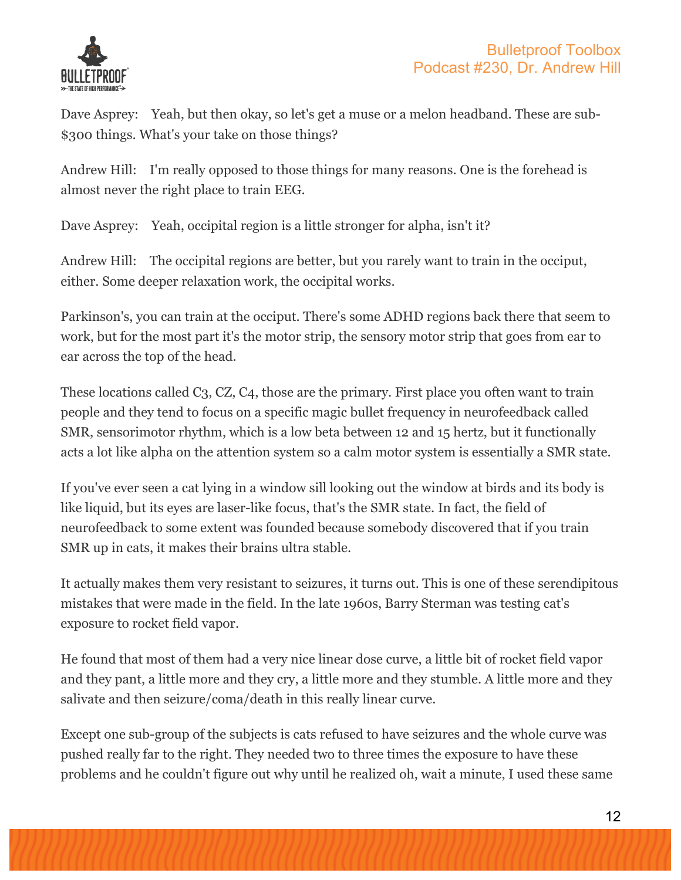Dave Asprey: Yeah, but then okay, so let's get a muse or a melon headband. These are sub-$300 things. What's your take on those things?

Andrew Hill: I'm really opposed to those things for many reasons. One is the forehead is almost never the right place to train EEG.

Dave Asprey: Yeah, occipital region is a little stronger for alpha, isn't it?

Andrew Hill: The occipital regions are better, but you rarely want to train in the occiput, either. Some deeper relaxation work, the occipital works.

Parkinson's, you can train at the occiput. There's some ADHD regions back there that seem to work, but for the most part it's the motor strip, the sensory motor strip that goes from ear to ear across the top of the head.

These locations called C3, CZ, C4, those are the primary. First place you often want to train people and they tend to focus on a specific magic bullet frequency in neurofeedback called SMR, sensorimotor rhythm, which is a low beta between 12 and 15 hertz, but it functionally acts a lot like alpha on the attention system so a calm motor system is essentially a SMR state.

If you've ever seen a cat lying in a window sill looking out the window at birds and its body is like liquid, but its eyes are laser-like focus, that's the SMR state. In fact, the field of neurofeedback to some extent was founded because somebody discovered that if you train SMR up in cats, it makes their brains ultra stable.

It actually makes them very resistant to seizures, it turns out. This is one of these serendipitous mistakes that were made in the field. In the late 1960s, Barry Sterman was testing cat's exposure to rocket field vapor.

He found that most of them had a very nice linear dose curve, a little bit of rocket field vapor and they pant, a little more and they cry, a little more and they stumble. A little more and they salivate and then seizure/coma/death in this really linear curve.

Except one sub-group of the subjects is cats refused to have seizures and the whole curve was pushed really far to the right. They needed two to three times the exposure to have these problems and he couldn't figure out why until he realized oh, wait a minute, I used these same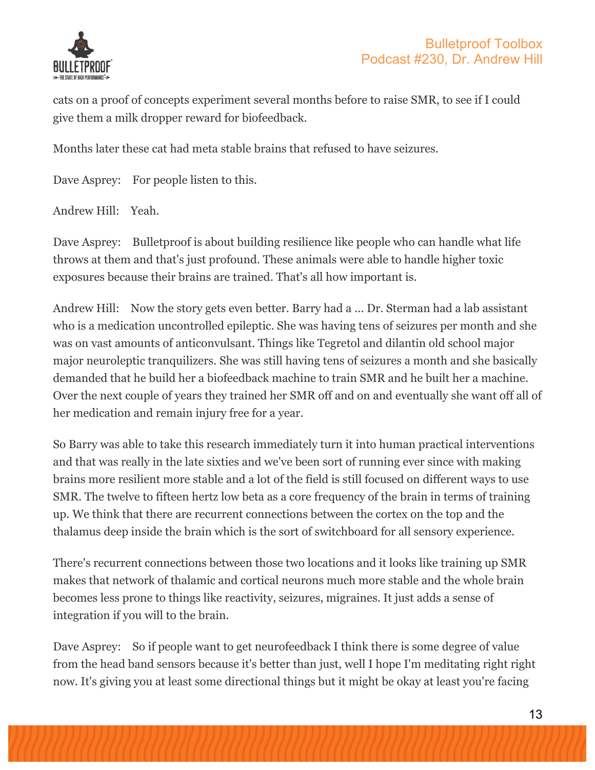cats on a proof of concepts experiment several months before to raise SMR, to see if I could give them a milk dropper reward for biofeedback.

Months later these cat had meta stable brains that refused to have seizures.

Dave Asprey: For people listen to this.

Andrew Hill: Yeah.

Dave Asprey: Bulletproof is about building resilience like people who can handle what life throws at them and that's just profound. These animals were able to handle higher toxic exposures because their brains are trained. That's all how important is.

Andrew Hill: Now the story gets even better. Barry had a ... Dr. Sterman had a lab assistant who is a medication uncontrolled epileptic. She was having tens of seizures per month and she was on vast amounts of anticonvulsant. Things like Tegretol and dilantin old school major major neuroleptic tranquilizers. She was still having tens of seizures a month and she basically demanded that he build her a biofeedback machine to train SMR and he built her a machine. Over the next couple of years they trained her SMR off and on and eventually she want off all of her medication and remain injury free for a year.

So Barry was able to take this research immediately turn it into human practical interventions and that was really in the late sixties and we've been sort of running ever since with making brains more resilient more stable and a lot of the field is still focused on different ways to use SMR. The twelve to fifteen hertz low beta as a core frequency of the brain in terms of training up. We think that there are recurrent connections between the cortex on the top and the thalamus deep inside the brain which is the sort of switchboard for all sensory experience.

There's recurrent connections between those two locations and it looks like training up SMR makes that network of thalamic and cortical neurons much more stable and the whole brain becomes less prone to things like reactivity, seizures, migraines. It just adds a sense of integration if you will to the brain.

Dave Asprey: So if people want to get neurofeedback I think there is some degree of value from the head band sensors because it's better than just, well I hope I'm meditating right right now. It's giving you at least some directional things but it might be okay at least you're facing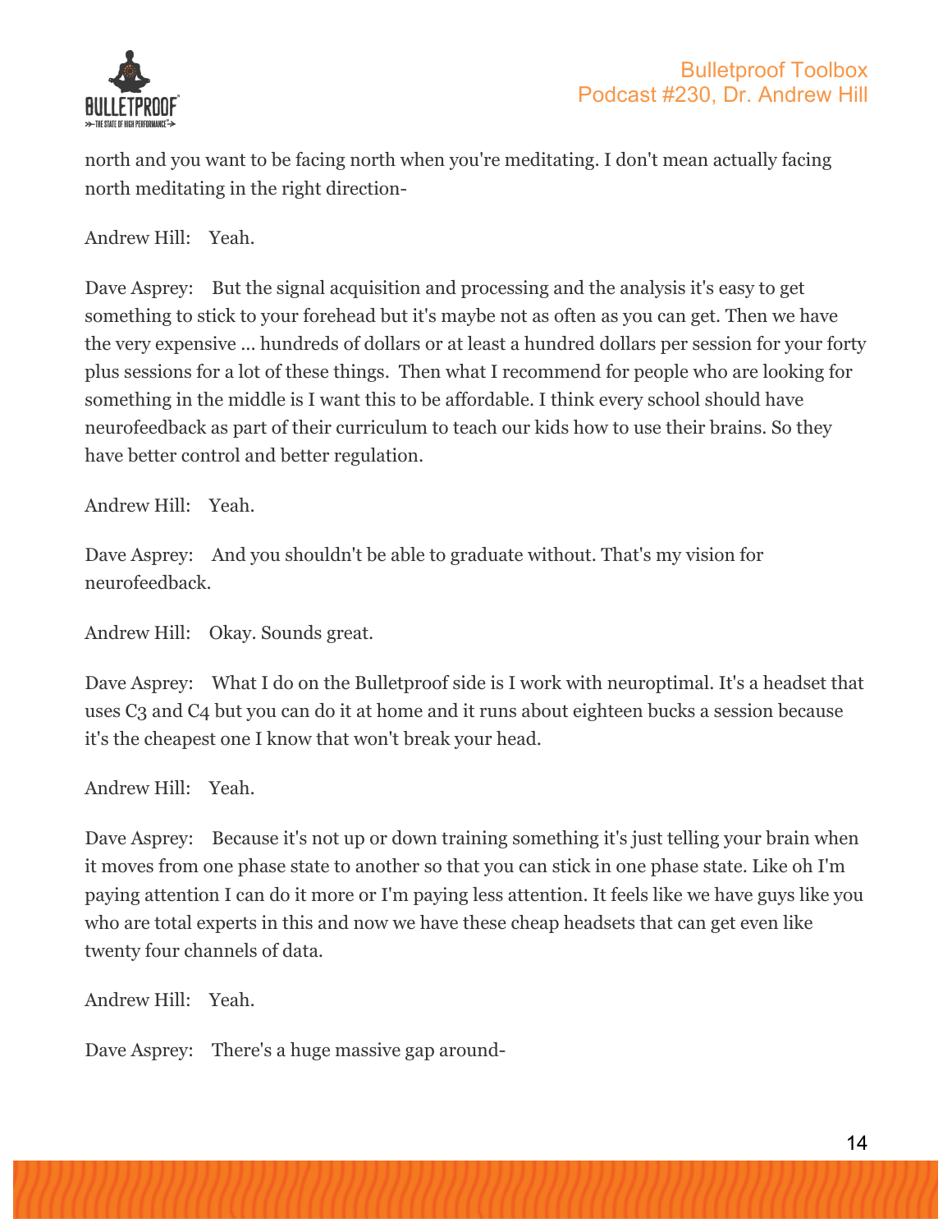north and you want to be facing north when you're meditating. I don't mean actually facing north meditating in the right direction-

Andrew Hill: Yeah.

Dave Asprey: But the signal acquisition and processing and the analysis it's easy to get something to stick to your forehead but it's maybe not as often as you can get. Then we have the very expensive ... hundreds of dollars or at least a hundred dollars per session for your forty plus sessions for a lot of these things. Then what I recommend for people who are looking for something in the middle is I want this to be affordable. I think every school should have neurofeedback as part of their curriculum to teach our kids how to use their brains. So they have better control and better regulation.

Andrew Hill: Yeah.

Dave Asprey: And you shouldn't be able to graduate without. That's my vision for neurofeedback.

Andrew Hill: Okay. Sounds great.

Dave Asprey: What I do on the Bulletproof side is I work with neuroptimal. It's a headset that uses C3 and C4 but you can do it at home and it runs about eighteen bucks a session because it's the cheapest one I know that won't break your head.

Andrew Hill: Yeah.

Dave Asprey: Because it's not up or down training something it's just telling your brain when it moves from one phase state to another so that you can stick in one phase state. Like oh I'm paying attention I can do it more or I'm paying less attention. It feels like we have guys like you who are total experts in this and now we have these cheap headsets that can get even like twenty four channels of data.

Andrew Hill: Yeah.

Dave Asprey: There's a huge massive gap around-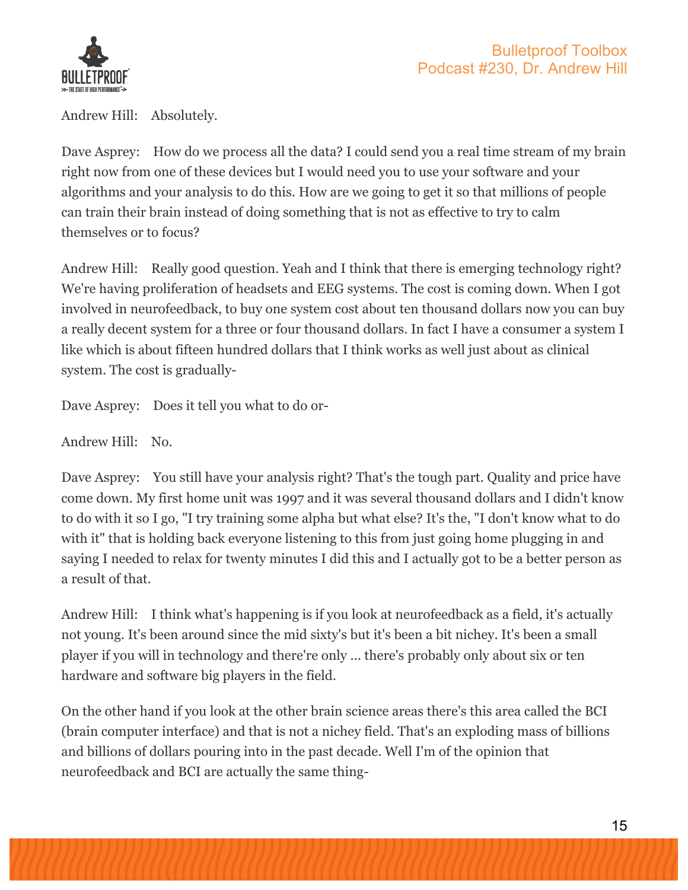Andrew Hill: Absolutely.

Dave Asprey: How do we process all the data? I could send you a real time stream of my brain right now from one of these devices but I would need you to use your software and your algorithms and your analysis to do this. How are we going to get it so that millions of people can train their brain instead of doing something that is not as effective to try to calm themselves or to focus?

Andrew Hill: Really good question. Yeah and I think that there is emerging technology right? We're having proliferation of headsets and EEG systems. The cost is coming down. When I got involved in neurofeedback, to buy one system cost about ten thousand dollars now you can buy a really decent system for a three or four thousand dollars. In fact I have a consumer a system I like which is about fifteen hundred dollars that I think works as well just about as clinical system. The cost is gradually-

Dave Asprey: Does it tell you what to do or-

Andrew Hill: No.

Dave Asprey: You still have your analysis right? That's the tough part. Quality and price have come down. My first home unit was 1997 and it was several thousand dollars and I didn't know to do with it so I go, "I try training some alpha but what else? It's the, "I don't know what to do with it" that is holding back everyone listening to this from just going home plugging in and saying I needed to relax for twenty minutes I did this and I actually got to be a better person as a result of that.

Andrew Hill: I think what's happening is if you look at neurofeedback as a field, it's actually not young. It's been around since the mid sixty's but it's been a bit nichey. It's been a small player if you will in technology and there're only ... there's probably only about six or ten hardware and software big players in the field.

On the other hand if you look at the other brain science areas there's this area called the BCI (brain computer interface) and that is not a nichey field. That's an exploding mass of billions and billions of dollars pouring into in the past decade. Well I'm of the opinion that neurofeedback and BCI are actually the same thing-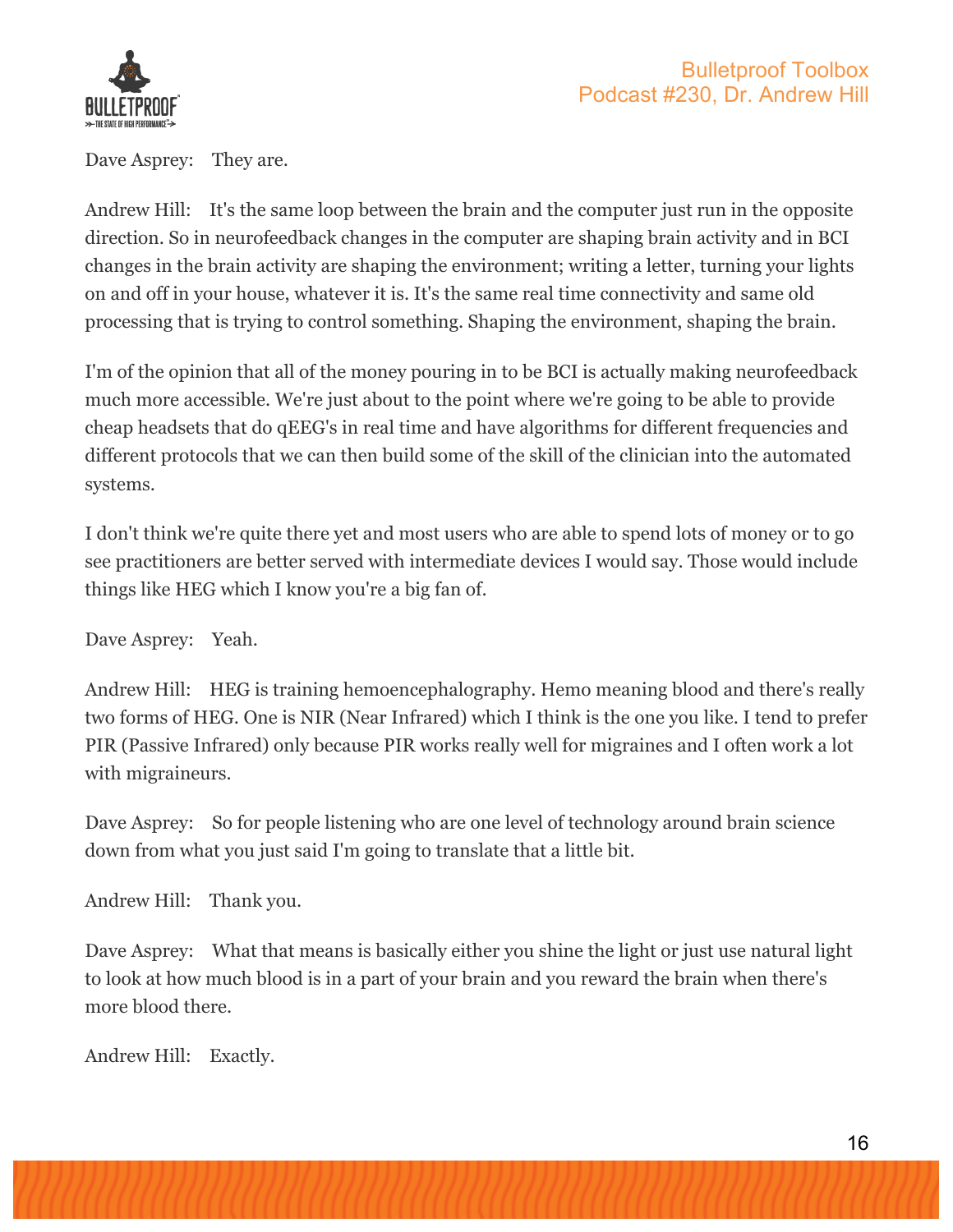Dave Asprey: They are.

Andrew Hill: It's the same loop between the brain and the computer just run in the opposite direction. So in neurofeedback changes in the computer are shaping brain activity and in BCI changes in the brain activity are shaping the environment; writing a letter, turning your lights on and off in your house, whatever it is. It's the same real time connectivity and same old processing that is trying to control something. Shaping the environment, shaping the brain.

I'm of the opinion that all of the money pouring in to be BCI is actually making neurofeedback much more accessible. We're just about to the point where we're going to be able to provide cheap headsets that do qEEG's in real time and have algorithms for different frequencies and different protocols that we can then build some of the skill of the clinician into the automated systems.

I don't think we're quite there yet and most users who are able to spend lots of money or to go see practitioners are better served with intermediate devices I would say. Those would include things like HEG which I know you're a big fan of.

Dave Asprey: Yeah.

Andrew Hill: HEG is training hemoencephalography. Hemo meaning blood and there's really two forms of HEG. One is NIR (Near Infrared) which I think is the one you like. I tend to prefer PIR (Passive Infrared) only because PIR works really well for migraines and I often work a lot with migraineurs.

Dave Asprey: So for people listening who are one level of technology around brain science down from what you just said I'm going to translate that a little bit.

Andrew Hill: Thank you.

Dave Asprey: What that means is basically either you shine the light or just use natural light to look at how much blood is in a part of your brain and you reward the brain when there's more blood there.

Andrew Hill: Exactly.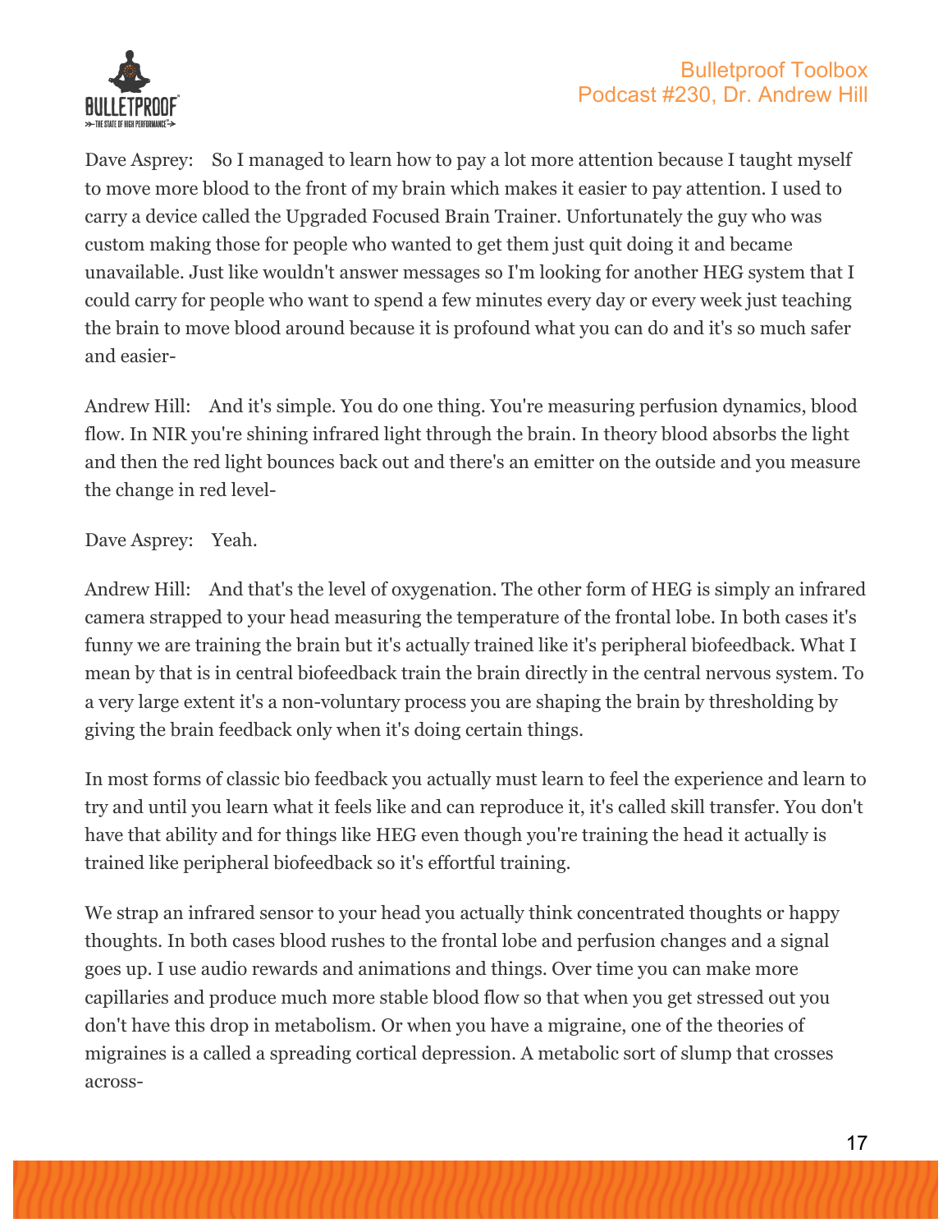Dave Asprey: So I managed to learn how to pay a lot more attention because I taught myself to move more blood to the front of my brain which makes it easier to pay attention. I used to carry a device called the Upgraded Focused Brain Trainer. Unfortunately the guy who was custom making those for people who wanted to get them just quit doing it and became unavailable. Just like wouldn't answer messages so I'm looking for another HEG system that I could carry for people who want to spend a few minutes every day or every week just teaching the brain to move blood around because it is profound what you can do and it's so much safer and easier-

Andrew Hill: And it's simple. You do one thing. You're measuring perfusion dynamics, blood flow. In NIR you're shining infrared light through the brain. In theory blood absorbs the light and then the red light bounces back out and there's an emitter on the outside and you measure the change in red level-

Dave Asprey: Yeah.

Andrew Hill: And that's the level of oxygenation. The other form of HEG is simply an infrared camera strapped to your head measuring the temperature of the frontal lobe. In both cases it's funny we are training the brain but it's actually trained like it's peripheral biofeedback. What I mean by that is in central biofeedback train the brain directly in the central nervous system. To a very large extent it's a non-voluntary process you are shaping the brain by thresholding by giving the brain feedback only when it's doing certain things.

In most forms of classic bio feedback you actually must learn to feel the experience and learn to try and until you learn what it feels like and can reproduce it, it's called skill transfer. You don't have that ability and for things like HEG even though you're training the head it actually is trained like peripheral biofeedback so it's effortful training.

We strap an infrared sensor to your head you actually think concentrated thoughts or happy thoughts. In both cases blood rushes to the frontal lobe and perfusion changes and a signal goes up. I use audio rewards and animations and things. Over time you can make more capillaries and produce much more stable blood flow so that when you get stressed out you don't have this drop in metabolism. Or when you have a migraine, one of the theories of migraines is a called a spreading cortical depression. A metabolic sort of slump that crosses across-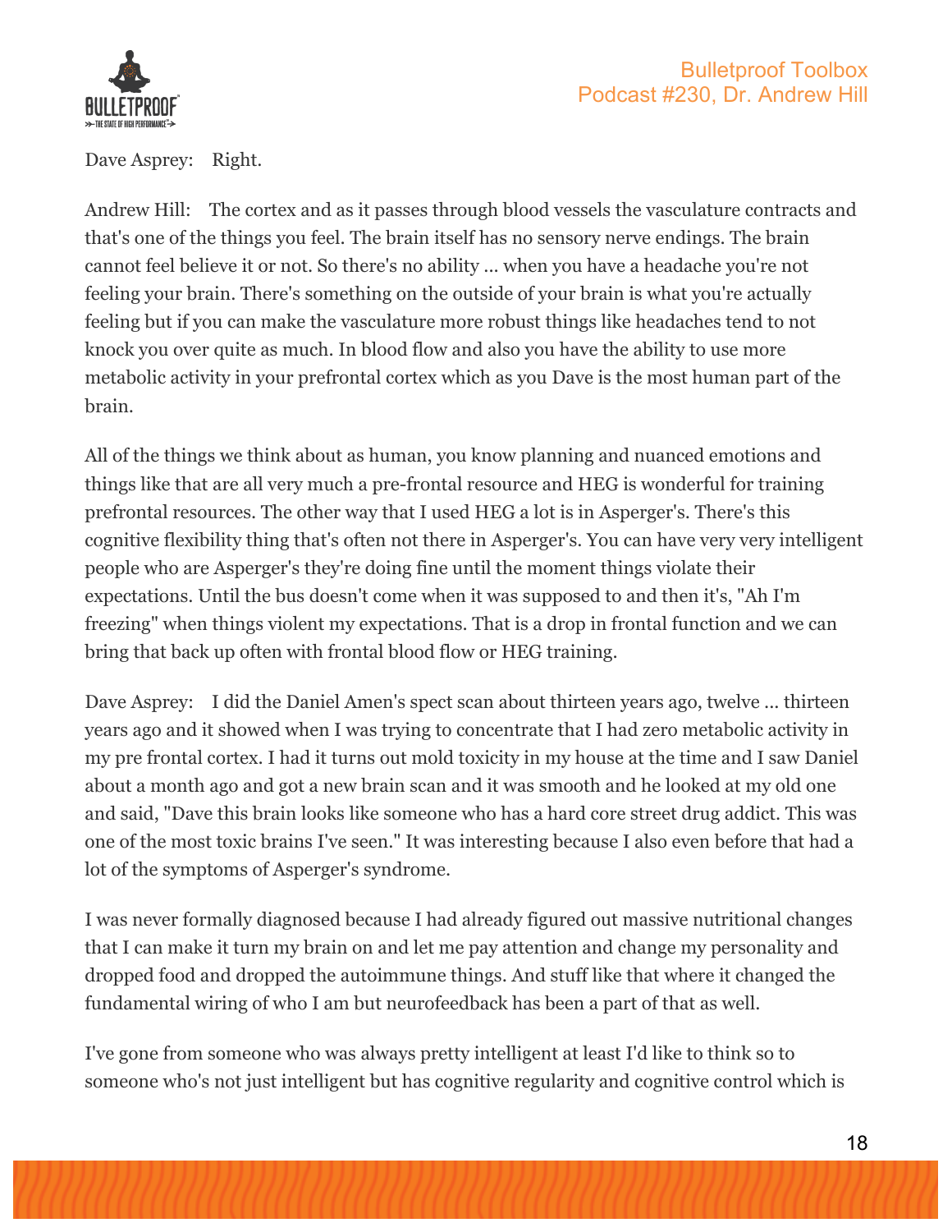Dave Asprey: Right.

Andrew Hill: The cortex and as it passes through blood vessels the vasculature contracts and that's one of the things you feel. The brain itself has no sensory nerve endings. The brain cannot feel believe it or not. So there's no ability ... when you have a headache you're not feeling your brain. There's something on the outside of your brain is what you're actually feeling but if you can make the vasculature more robust things like headaches tend to not knock you over quite as much. In blood flow and also you have the ability to use more metabolic activity in your prefrontal cortex which as you Dave is the most human part of the brain.

All of the things we think about as human, you know planning and nuanced emotions and things like that are all very much a pre-frontal resource and HEG is wonderful for training prefrontal resources. The other way that I used HEG a lot is in Asperger's. There's this cognitive flexibility thing that's often not there in Asperger's. You can have very very intelligent people who are Asperger's they're doing fine until the moment things violate their expectations. Until the bus doesn't come when it was supposed to and then it's, "Ah I'm freezing" when things violent my expectations. That is a drop in frontal function and we can bring that back up often with frontal blood flow or HEG training.

Dave Asprey: I did the Daniel Amen's spect scan about thirteen years ago, twelve ... thirteen years ago and it showed when I was trying to concentrate that I had zero metabolic activity in my pre frontal cortex. I had it turns out mold toxicity in my house at the time and I saw Daniel about a month ago and got a new brain scan and it was smooth and he looked at my old one and said, "Dave this brain looks like someone who has a hard core street drug addict. This was one of the most toxic brains I've seen." It was interesting because I also even before that had a lot of the symptoms of Asperger's syndrome.

I was never formally diagnosed because I had already figured out massive nutritional changes that I can make it turn my brain on and let me pay attention and change my personality and dropped food and dropped the autoimmune things. And stuff like that where it changed the fundamental wiring of who I am but neurofeedback has been a part of that as well.

I've gone from someone who was always pretty intelligent at least I'd like to think so to someone who's not just intelligent but has cognitive regularity and cognitive control which is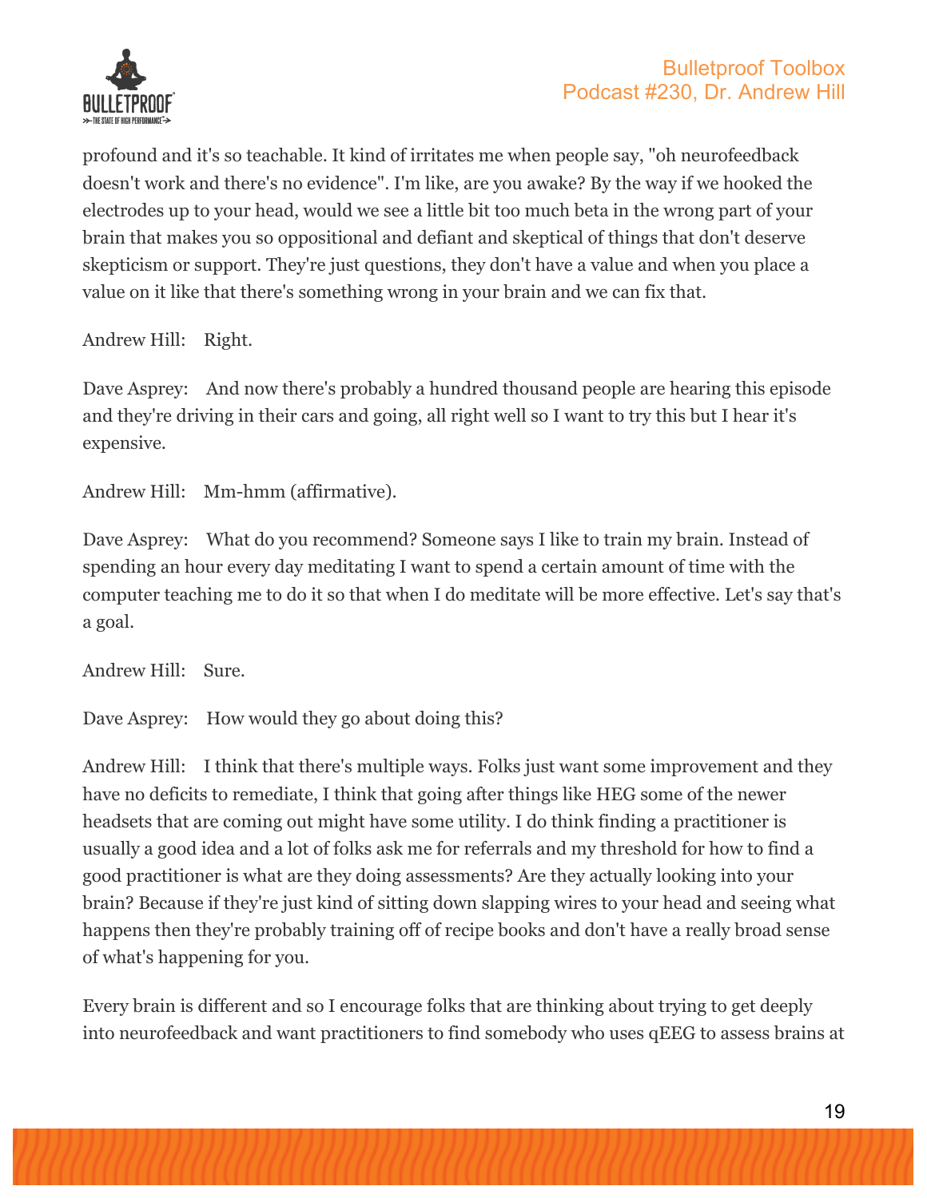profound and it's so teachable. It kind of irritates me when people say, "oh neurofeedback doesn't work and there's no evidence". I'm like, are you awake? By the way if we hooked the electrodes up to your head, would we see a little bit too much beta in the wrong part of your brain that makes you so oppositional and defiant and skeptical of things that don't deserve skepticism or support. They're just questions, they don't have a value and when you place a value on it like that there's something wrong in your brain and we can fix that.

Andrew Hill: Right.

Dave Asprey: And now there's probably a hundred thousand people are hearing this episode and they're driving in their cars and going, all right well so I want to try this but I hear it's expensive.

Andrew Hill: Mm-hmm (affirmative).

Dave Asprey: What do you recommend? Someone says I like to train my brain. Instead of spending an hour every day meditating I want to spend a certain amount of time with the computer teaching me to do it so that when I do meditate will be more effective. Let's say that's a goal.

Andrew Hill: Sure.

Dave Asprey: How would they go about doing this?

Andrew Hill: I think that there's multiple ways. Folks just want some improvement and they have no deficits to remediate, I think that going after things like HEG some of the newer headsets that are coming out might have some utility. I do think finding a practitioner is usually a good idea and a lot of folks ask me for referrals and my threshold for how to find a good practitioner is what are they doing assessments? Are they actually looking into your brain? Because if they're just kind of sitting down slapping wires to your head and seeing what happens then they're probably training off of recipe books and don't have a really broad sense of what's happening for you.

Every brain is different and so I encourage folks that are thinking about trying to get deeply into neurofeedback and want practitioners to find somebody who uses qEEG to assess brains at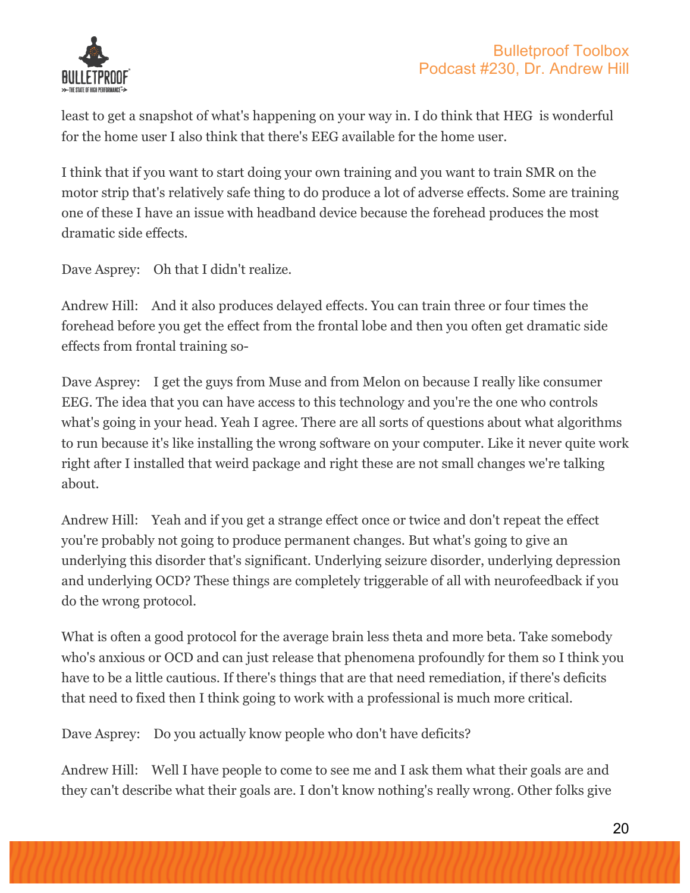least to get a snapshot of what's happening on your way in. I do think that HEG is wonderful for the home user I also think that there's EEG available for the home user.

I think that if you want to start doing your own training and you want to train SMR on the motor strip that's relatively safe thing to do produce a lot of adverse effects. Some are training one of these I have an issue with headband device because the forehead produces the most dramatic side effects.

Dave Asprey: Oh that I didn't realize.

Andrew Hill: And it also produces delayed effects. You can train three or four times the forehead before you get the effect from the frontal lobe and then you often get dramatic side effects from frontal training so-

Dave Asprey: I get the guys from Muse and from Melon on because I really like consumer EEG. The idea that you can have access to this technology and you're the one who controls what's going in your head. Yeah I agree. There are all sorts of questions about what algorithms to run because it's like installing the wrong software on your computer. Like it never quite work right after I installed that weird package and right these are not small changes we're talking about.

Andrew Hill: Yeah and if you get a strange effect once or twice and don't repeat the effect you're probably not going to produce permanent changes. But what's going to give an underlying this disorder that's significant. Underlying seizure disorder, underlying depression and underlying OCD? These things are completely triggerable of all with neurofeedback if you do the wrong protocol.

What is often a good protocol for the average brain less theta and more beta. Take somebody who's anxious or OCD and can just release that phenomena profoundly for them so I think you have to be a little cautious. If there's things that are that need remediation, if there's deficits that need to fixed then I think going to work with a professional is much more critical.

Dave Asprey: Do you actually know people who don't have deficits?

Andrew Hill: Well I have people to come to see me and I ask them what their goals are and they can't describe what their goals are. I don't know nothing's really wrong. Other folks give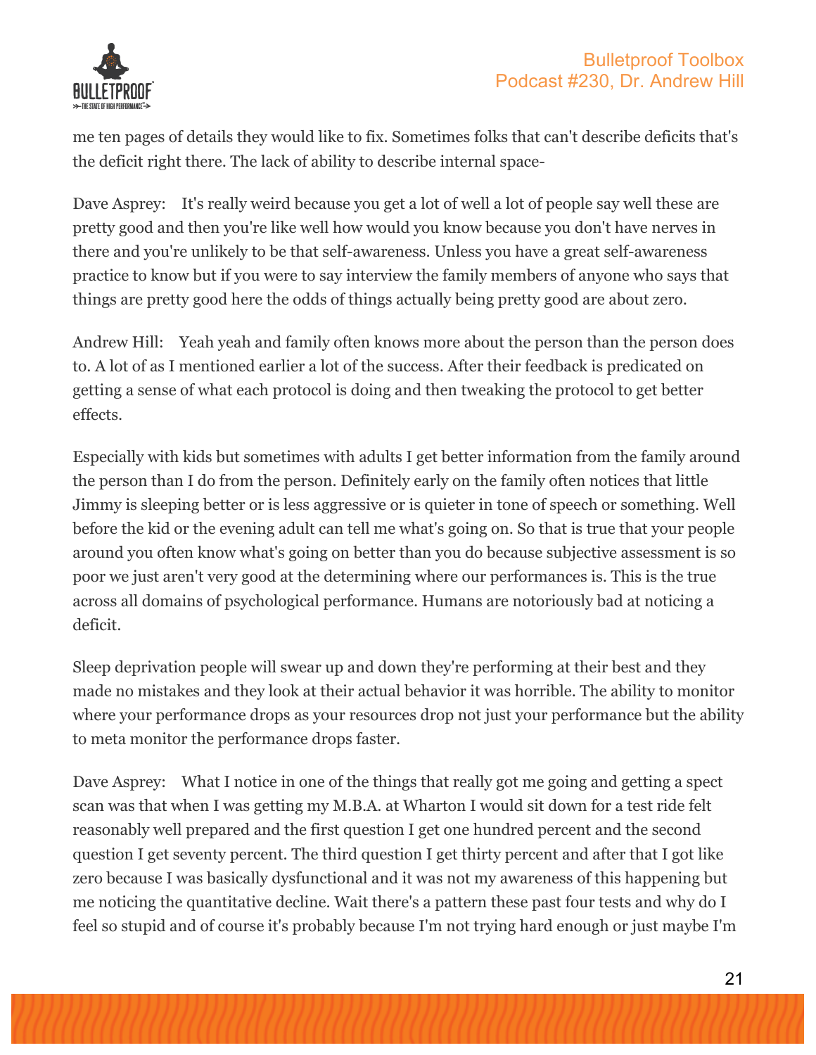me ten pages of details they would like to fix. Sometimes folks that can't describe deficits that's the deficit right there. The lack of ability to describe internal space-

Dave Asprey: It's really weird because you get a lot of well a lot of people say well these are pretty good and then you're like well how would you know because you don't have nerves in there and you're unlikely to be that self-awareness. Unless you have a great self-awareness practice to know but if you were to say interview the family members of anyone who says that things are pretty good here the odds of things actually being pretty good are about zero.

Andrew Hill: Yeah yeah and family often knows more about the person than the person does to. A lot of as I mentioned earlier a lot of the success. After their feedback is predicated on getting a sense of what each protocol is doing and then tweaking the protocol to get better effects.

Especially with kids but sometimes with adults I get better information from the family around the person than I do from the person. Definitely early on the family often notices that little Jimmy is sleeping better or is less aggressive or is quieter in tone of speech or something. Well before the kid or the evening adult can tell me what's going on. So that is true that your people around you often know what's going on better than you do because subjective assessment is so poor we just aren't very good at the determining where our performances is. This is the true across all domains of psychological performance. Humans are notoriously bad at noticing a deficit.

Sleep deprivation people will swear up and down they're performing at their best and they made no mistakes and they look at their actual behavior it was horrible. The ability to monitor where your performance drops as your resources drop not just your performance but the ability to meta monitor the performance drops faster.

Dave Asprey: What I notice in one of the things that really got me going and getting a spect scan was that when I was getting my M.B.A. at Wharton I would sit down for a test ride felt reasonably well prepared and the first question I get one hundred percent and the second question I get seventy percent. The third question I get thirty percent and after that I got like zero because I was basically dysfunctional and it was not my awareness of this happening but me noticing the quantitative decline. Wait there's a pattern these past four tests and why do I feel so stupid and of course it's probably because I'm not trying hard enough or just maybe I'm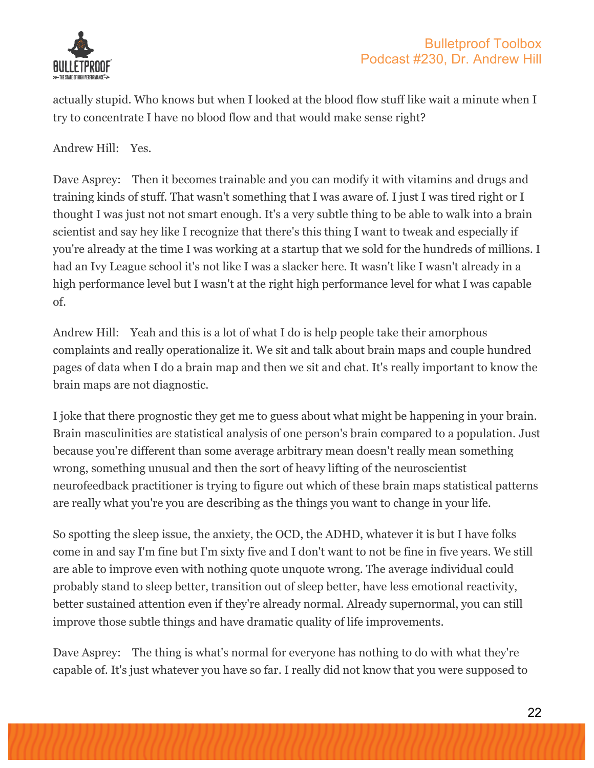actually stupid. Who knows but when I looked at the blood flow stuff like wait a minute when I try to concentrate I have no blood flow and that would make sense right?

Andrew Hill: Yes.

Dave Asprey: Then it becomes trainable and you can modify it with vitamins and drugs and training kinds of stuff. That wasn't something that I was aware of. I just I was tired right or I thought I was just not not smart enough. It's a very subtle thing to be able to walk into a brain scientist and say hey like I recognize that there's this thing I want to tweak and especially if you're already at the time I was working at a startup that we sold for the hundreds of millions. I had an Ivy League school it's not like I was a slacker here. It wasn't like I wasn't already in a high performance level but I wasn't at the right high performance level for what I was capable of.

Andrew Hill: Yeah and this is a lot of what I do is help people take their amorphous complaints and really operationalize it. We sit and talk about brain maps and couple hundred pages of data when I do a brain map and then we sit and chat. It's really important to know the brain maps are not diagnostic.

I joke that there prognostic they get me to guess about what might be happening in your brain. Brain masculinities are statistical analysis of one person's brain compared to a population. Just because you're different than some average arbitrary mean doesn't really mean something wrong, something unusual and then the sort of heavy lifting of the neuroscientist neurofeedback practitioner is trying to figure out which of these brain maps statistical patterns are really what you're you are describing as the things you want to change in your life.

So spotting the sleep issue, the anxiety, the OCD, the ADHD, whatever it is but I have folks come in and say I'm fine but I'm sixty five and I don't want to not be fine in five years. We still are able to improve even with nothing quote unquote wrong. The average individual could probably stand to sleep better, transition out of sleep better, have less emotional reactivity, better sustained attention even if they're already normal. Already supernormal, you can still improve those subtle things and have dramatic quality of life improvements.

Dave Asprey: The thing is what's normal for everyone has nothing to do with what they're capable of. It's just whatever you have so far. I really did not know that you were supposed to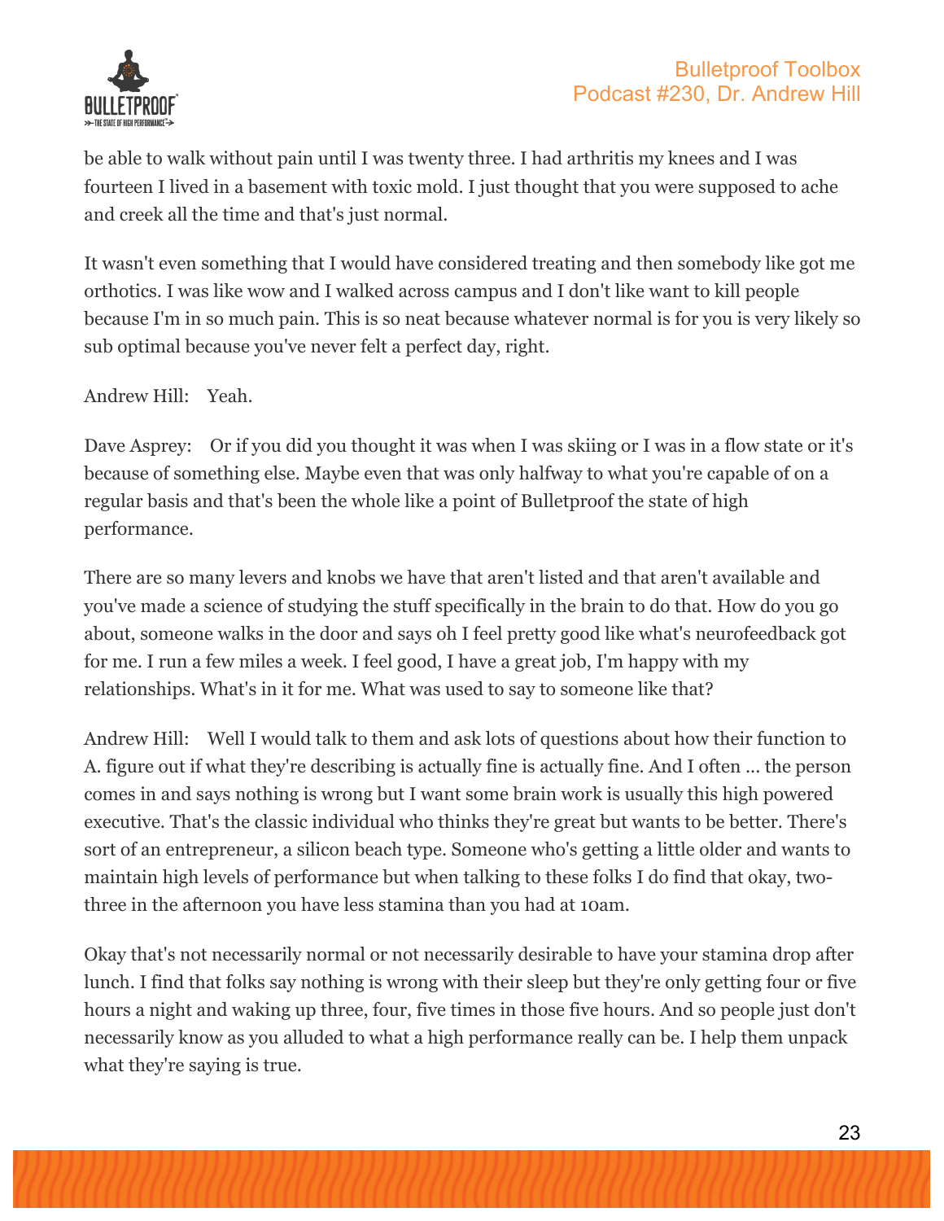be able to walk without pain until I was twenty three. I had arthritis my knees and I was fourteen I lived in a basement with toxic mold. I just thought that you were supposed to ache and creek all the time and that's just normal.

It wasn't even something that I would have considered treating and then somebody like got me orthotics. I was like wow and I walked across campus and I don't like want to kill people because I'm in so much pain. This is so neat because whatever normal is for you is very likely so sub optimal because you've never felt a perfect day, right.

Andrew Hill: Yeah.

Dave Asprey: Or if you did you thought it was when I was skiing or I was in a flow state or it's because of something else. Maybe even that was only halfway to what you're capable of on a regular basis and that's been the whole like a point of Bulletproof the state of high performance.

There are so many levers and knobs we have that aren't listed and that aren't available and you've made a science of studying the stuff specifically in the brain to do that. How do you go about, someone walks in the door and says oh I feel pretty good like what's neurofeedback got for me. I run a few miles a week. I feel good, I have a great job, I'm happy with my relationships. What's in it for me. What was used to say to someone like that?

Andrew Hill: Well I would talk to them and ask lots of questions about how their function to A. figure out if what they're describing is actually fine is actually fine. And I often ... the person comes in and says nothing is wrong but I want some brain work is usually this high powered executive. That's the classic individual who thinks they're great but wants to be better. There's sort of an entrepreneur, a silicon beach type. Someone who's getting a little older and wants to maintain high levels of performance but when talking to these folks I do find that okay, two-three in the afternoon you have less stamina than you had at 10am.

Okay that's not necessarily normal or not necessarily desirable to have your stamina drop after lunch. I find that folks say nothing is wrong with their sleep but they're only getting four or five hours a night and waking up three, four, five times in those five hours. And so people just don't necessarily know as you alluded to what a high performance really can be. I help them unpack what they're saying is true.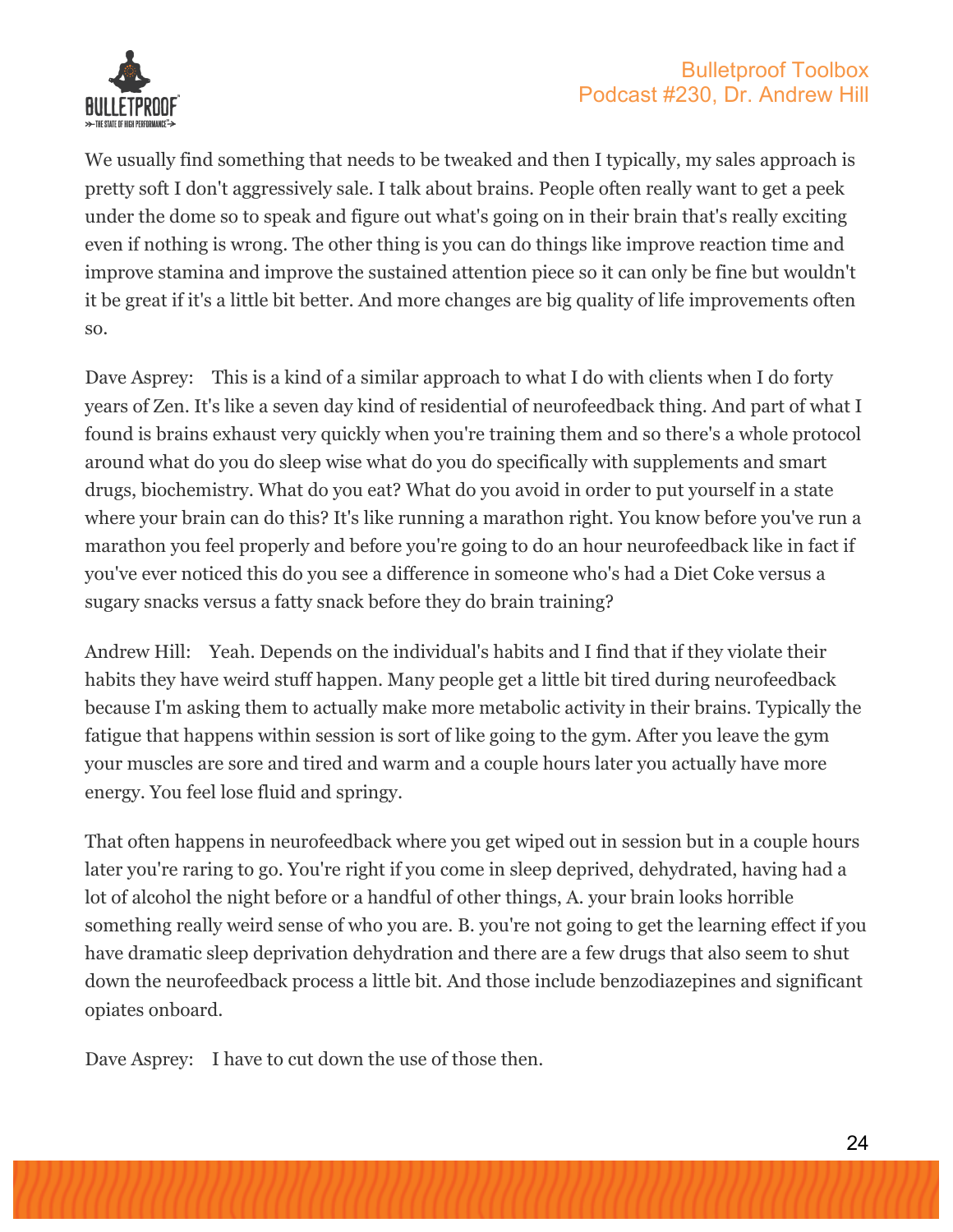We usually find something that needs to be tweaked and then I typically, my sales approach is pretty soft I don't aggressively sale. I talk about brains. People often really want to get a peek under the dome so to speak and figure out what's going on in their brain that's really exciting even if nothing is wrong. The other thing is you can do things like improve reaction time and improve stamina and improve the sustained attention piece so it can only be fine but wouldn't it be great if it's a little bit better. And more changes are big quality of life improvements often so.

Dave Asprey: This is a kind of a similar approach to what I do with clients when I do forty years of Zen. It's like a seven day kind of residential of neurofeedback thing. And part of what I found is brains exhaust very quickly when you're training them and so there's a whole protocol around what do you do sleep wise what do you do specifically with supplements and smart drugs, biochemistry. What do you eat? What do you avoid in order to put yourself in a state where your brain can do this? It's like running a marathon right. You know before you've run a marathon you feel properly and before you're going to do an hour neurofeedback like in fact if you've ever noticed this do you see a difference in someone who's had a Diet Coke versus a sugary snacks versus a fatty snack before they do brain training?

Andrew Hill: Yeah. Depends on the individual's habits and I find that if they violate their habits they have weird stuff happen. Many people get a little bit tired during neurofeedback because I'm asking them to actually make more metabolic activity in their brains. Typically the fatigue that happens within session is sort of like going to the gym. After you leave the gym your muscles are sore and tired and warm and a couple hours later you actually have more energy. You feel lose fluid and springy.

That often happens in neurofeedback where you get wiped out in session but in a couple hours later you're raring to go. You're right if you come in sleep deprived, dehydrated, having had a lot of alcohol the night before or a handful of other things, A. your brain looks horrible something really weird sense of who you are. B. you're not going to get the learning effect if you have dramatic sleep deprivation dehydration and there are a few drugs that also seem to shut down the neurofeedback process a little bit. And those include benzodiazepines and significant opiates onboard.

Dave Asprey: I have to cut down the use of those then.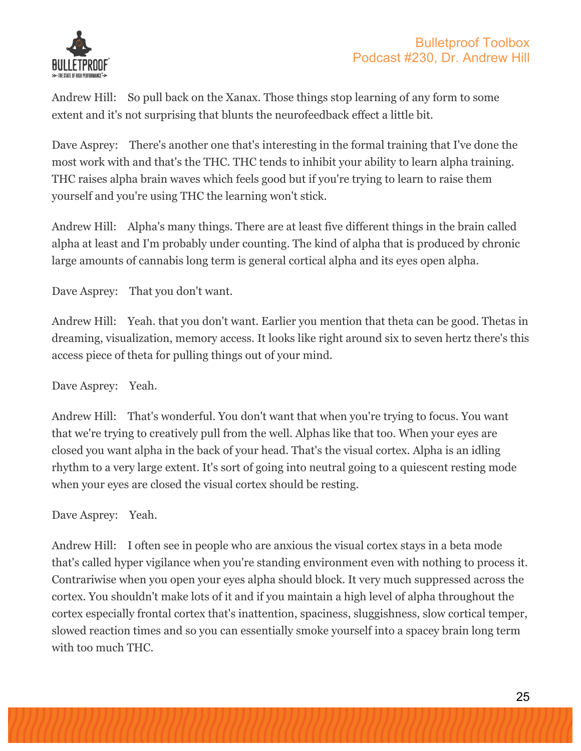Andrew Hill: So pull back on the Xanax. Those things stop learning of any form to some extent and it's not surprising that blunts the neurofeedback effect a little bit.

Dave Asprey: There's another one that's interesting in the formal training that I've done the most work with and that's the THC. THC tends to inhibit your ability to learn alpha training. THC raises alpha brain waves which feels good but if you're trying to learn to raise them yourself and you're using THC the learning won't stick.

Andrew Hill: Alpha's many things. There are at least five different things in the brain called alpha at least and I'm probably under counting. The kind of alpha that is produced by chronic large amounts of cannabis long term is general cortical alpha and its eyes open alpha.

Dave Asprey: That you don't want.

Andrew Hill: Yeah. that you don't want. Earlier you mention that theta can be good. Thetas in dreaming, visualization, memory access. It looks like right around six to seven hertz there's this access piece of theta for pulling things out of your mind.

Dave Asprey: Yeah.

Andrew Hill: That's wonderful. You don't want that when you're trying to focus. You want that we're trying to creatively pull from the well. Alphas like that too. When your eyes are closed you want alpha in the back of your head. That's the visual cortex. Alpha is an idling rhythm to a very large extent. It's sort of going into neutral going to a quiescent resting mode when your eyes are closed the visual cortex should be resting.

Dave Asprey: Yeah.

Andrew Hill: I often see in people who are anxious the visual cortex stays in a beta mode that's called hyper vigilance when you're standing environment even with nothing to process it. Contrariwise when you open your eyes alpha should block. It very much suppressed across the cortex. You shouldn't make lots of it and if you maintain a high level of alpha throughout the cortex especially frontal cortex that's inattention, spaciness, sluggishness, slow cortical temper, slowed reaction times and so you can essentially smoke yourself into a spacey brain long term with too much THC.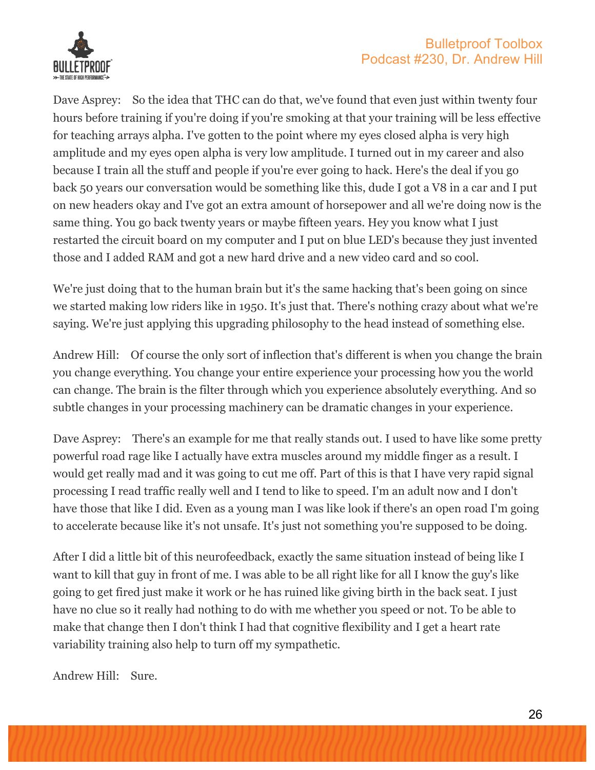Dave Asprey: So the idea that THC can do that, we've found that even just within twenty four hours before training if you're doing if you're smoking at that your training will be less effective for teaching arrays alpha. I've gotten to the point where my eyes closed alpha is very high amplitude and my eyes open alpha is very low amplitude. I turned out in my career and also because I train all the stuff and people if you're ever going to hack. Here's the deal if you go back 50 years our conversation would be something like this, dude I got a V8 in a car and I put on new headers okay and I've got an extra amount of horsepower and all we're doing now is the same thing. You go back twenty years or maybe fifteen years. Hey you know what I just restarted the circuit board on my computer and I put on blue LED's because they just invented those and I added RAM and got a new hard drive and a new video card and so cool.

We're just doing that to the human brain but it's the same hacking that's been going on since we started making low riders like in 1950. It's just that. There's nothing crazy about what we're saying. We're just applying this upgrading philosophy to the head instead of something else.

Andrew Hill: Of course the only sort of inflection that's different is when you change the brain you change everything. You change your entire experience your processing how you the world can change. The brain is the filter through which you experience absolutely everything. And so subtle changes in your processing machinery can be dramatic changes in your experience.

Dave Asprey: There's an example for me that really stands out. I used to have like some pretty powerful road rage like I actually have extra muscles around my middle finger as a result. I would get really mad and it was going to cut me off. Part of this is that I have very rapid signal processing I read traffic really well and I tend to like to speed. I'm an adult now and I don't have those that like I did. Even as a young man I was like look if there's an open road I'm going to accelerate because like it's not unsafe. It's just not something you're supposed to be doing.

After I did a little bit of this neurofeedback, exactly the same situation instead of being like I want to kill that guy in front of me. I was able to be all right like for all I know the guy's like going to get fired just make it work or he has ruined like giving birth in the back seat. I just have no clue so it really had nothing to do with me whether you speed or not. To be able to make that change then I don't think I had that cognitive flexibility and I get a heart rate variability training also help to turn off my sympathetic.

Andrew Hill: Sure.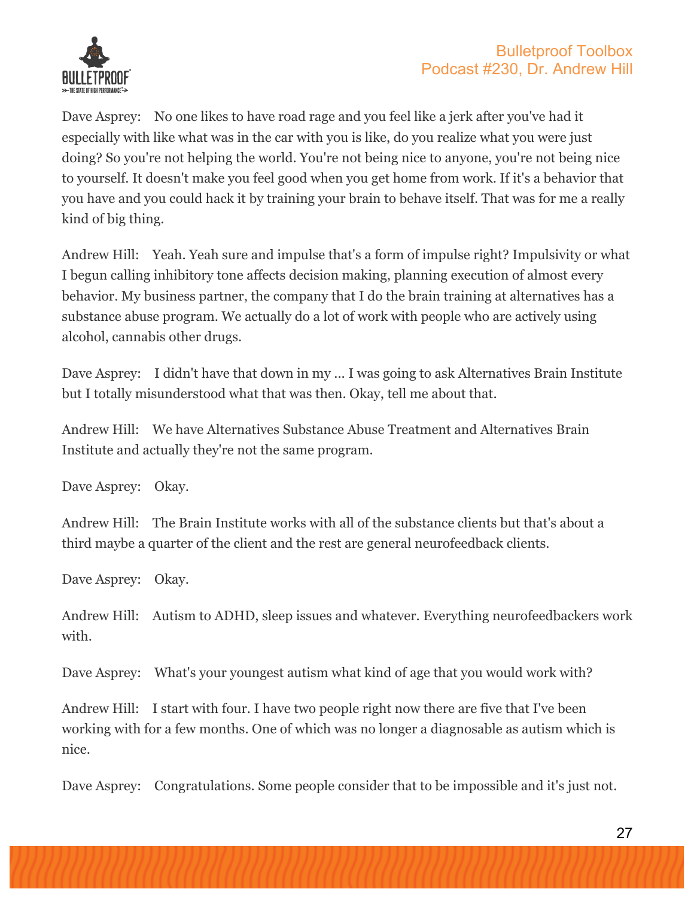Dave Asprey: No one likes to have road rage and you feel like a jerk after you've had it especially with like what was in the car with you is like, do you realize what you were just doing? So you're not helping the world. You're not being nice to anyone, you're not being nice to yourself. It doesn't make you feel good when you get home from work. If it's a behavior that you have and you could hack it by training your brain to behave itself. That was for me a really kind of big thing.

Andrew Hill: Yeah. Yeah sure and impulse that's a form of impulse right? Impulsivity or what I begun calling inhibitory tone affects decision making, planning execution of almost every behavior. My business partner, the company that I do the brain training at alternatives has a substance abuse program. We actually do a lot of work with people who are actively using alcohol, cannabis other drugs.

Dave Asprey: I didn't have that down in my ... I was going to ask Alternatives Brain Institute but I totally misunderstood what that was then. Okay, tell me about that.

Andrew Hill: We have Alternatives Substance Abuse Treatment and Alternatives Brain Institute and actually they're not the same program.

Dave Asprey: Okay.

Andrew Hill: The Brain Institute works with all of the substance clients but that's about a third maybe a quarter of the client and the rest are general neurofeedback clients.

Dave Asprey: Okay.

Andrew Hill: Autism to ADHD, sleep issues and whatever. Everything neurofeedbackers work with.

Dave Asprey: What's your youngest autism what kind of age that you would work with?

Andrew Hill: I start with four. I have two people right now there are five that I've been working with for a few months. One of which was no longer a diagnosable as autism which is nice.

Dave Asprey: Congratulations. Some people consider that to be impossible and it's just not.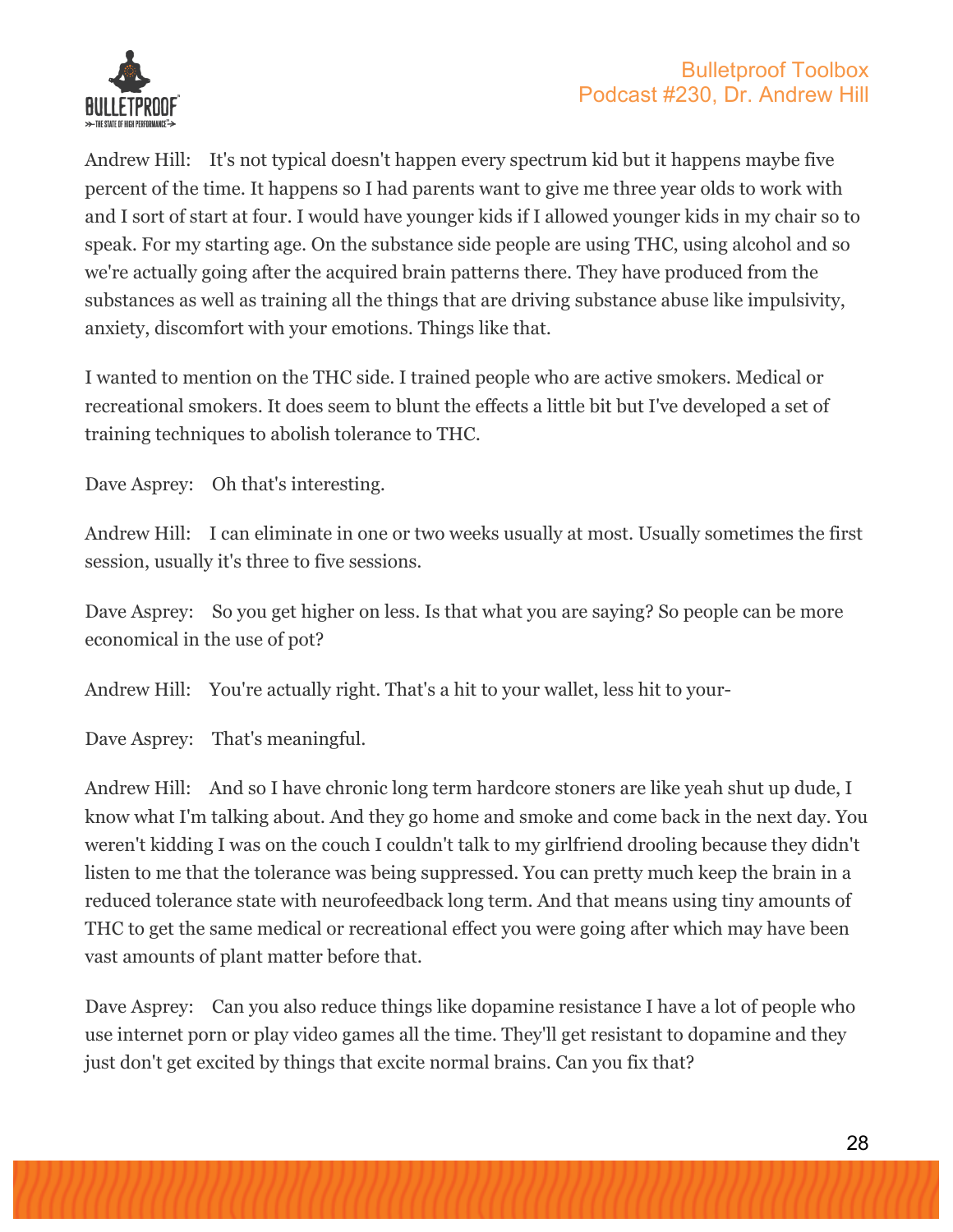Andrew Hill: It's not typical doesn't happen every spectrum kid but it happens maybe five percent of the time. It happens so I had parents want to give me three year olds to work with and I sort of start at four. I would have younger kids if I allowed younger kids in my chair so to speak. For my starting age. On the substance side people are using THC, using alcohol and so we're actually going after the acquired brain patterns there. They have produced from the substances as well as training all the things that are driving substance abuse like impulsivity, anxiety, discomfort with your emotions. Things like that.

I wanted to mention on the THC side. I trained people who are active smokers. Medical or recreational smokers. It does seem to blunt the effects a little bit but I've developed a set of training techniques to abolish tolerance to THC.

Dave Asprey: Oh that's interesting.

Andrew Hill: I can eliminate in one or two weeks usually at most. Usually sometimes the first session, usually it's three to five sessions.

Dave Asprey: So you get higher on less. Is that what you are saying? So people can be more economical in the use of pot?

Andrew Hill: You're actually right. That's a hit to your wallet, less hit to your-

Dave Asprey: That's meaningful.

Andrew Hill: And so I have chronic long term hardcore stoners are like yeah shut up dude, I know what I'm talking about. And they go home and smoke and come back in the next day. You weren't kidding I was on the couch I couldn't talk to my girlfriend drooling because they didn't listen to me that the tolerance was being suppressed. You can pretty much keep the brain in a reduced tolerance state with neurofeedback long term. And that means using tiny amounts of THC to get the same medical or recreational effect you were going after which may have been vast amounts of plant matter before that.

Dave Asprey: Can you also reduce things like dopamine resistance I have a lot of people who use internet porn or play video games all the time. They'll get resistant to dopamine and they just don't get excited by things that excite normal brains. Can you fix that?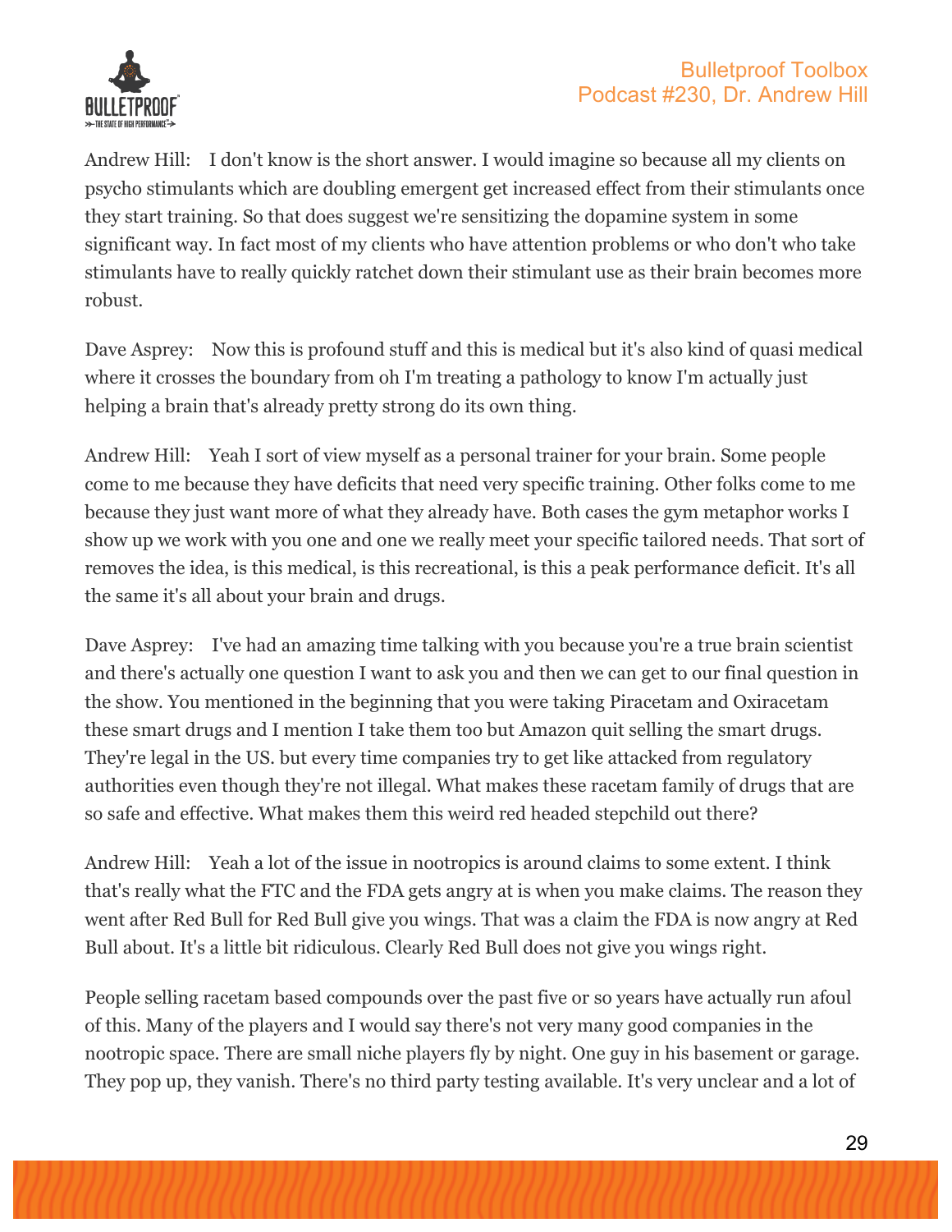Andrew Hill: I don't know is the short answer. I would imagine so because all my clients on psycho stimulants which are doubling emergent get increased effect from their stimulants once they start training. So that does suggest we're sensitizing the dopamine system in some significant way. In fact most of my clients who have attention problems or who don't who take stimulants have to really quickly ratchet down their stimulant use as their brain becomes more robust.

Dave Asprey: Now this is profound stuff and this is medical but it's also kind of quasi medical where it crosses the boundary from oh I'm treating a pathology to know I'm actually just helping a brain that's already pretty strong do its own thing.

Andrew Hill: Yeah I sort of view myself as a personal trainer for your brain. Some people come to me because they have deficits that need very specific training. Other folks come to me because they just want more of what they already have. Both cases the gym metaphor works I show up we work with you one and one we really meet your specific tailored needs. That sort of removes the idea, is this medical, is this recreational, is this a peak performance deficit. It's all the same it's all about your brain and drugs.

Dave Asprey: I've had an amazing time talking with you because you're a true brain scientist and there's actually one question I want to ask you and then we can get to our final question in the show. You mentioned in the beginning that you were taking Piracetam and Oxiracetam these smart drugs and I mention I take them too but Amazon quit selling the smart drugs. They're legal in the US. but every time companies try to get like attacked from regulatory authorities even though they're not illegal. What makes these racetam family of drugs that are so safe and effective. What makes them this weird red headed stepchild out there?

Andrew Hill: Yeah a lot of the issue in nootropics is around claims to some extent. I think that's really what the FTC and the FDA gets angry at is when you make claims. The reason they went after Red Bull for Red Bull give you wings. That was a claim the FDA is now angry at Red Bull about. It's a little bit ridiculous. Clearly Red Bull does not give you wings right.

People selling racetam based compounds over the past five or so years have actually run afoul of this. Many of the players and I would say there's not very many good companies in the nootropic space. There are small niche players fly by night. One guy in his basement or garage. They pop up, they vanish. There's no third party testing available. It's very unclear and a lot of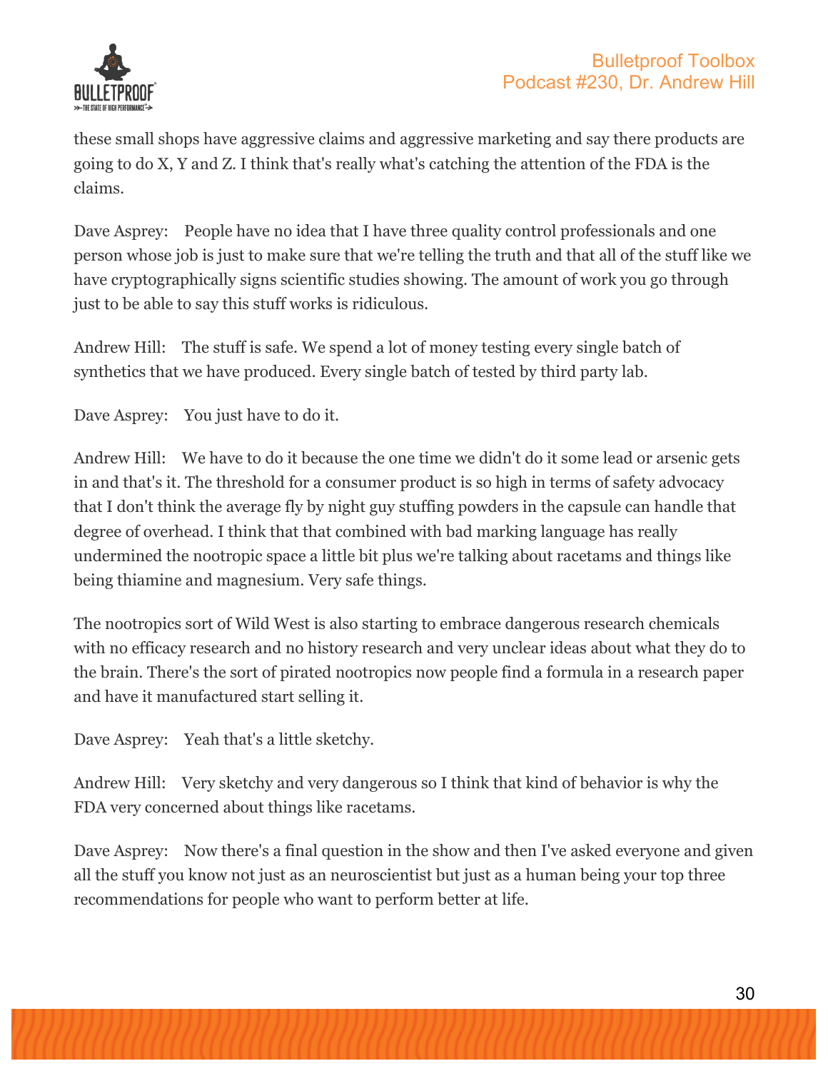these small shops have aggressive claims and aggressive marketing and say there products are going to do X, Y and Z. I think that's really what's catching the attention of the FDA is the claims.

Dave Asprey: People have no idea that I have three quality control professionals and one person whose job is just to make sure that we're telling the truth and that all of the stuff like we have cryptographically signs scientific studies showing. The amount of work you go through just to be able to say this stuff works is ridiculous.

Andrew Hill: The stuff is safe. We spend a lot of money testing every single batch of synthetics that we have produced. Every single batch of tested by third party lab.

Dave Asprey: You just have to do it.

Andrew Hill: We have to do it because the one time we didn't do it some lead or arsenic gets in and that's it. The threshold for a consumer product is so high in terms of safety advocacy that I don't think the average fly by night guy stuffing powders in the capsule can handle that degree of overhead. I think that that combined with bad marking language has really undermined the nootropic space a little bit plus we're talking about racetams and things like being thiamine and magnesium. Very safe things.

The nootropics sort of Wild West is also starting to embrace dangerous research chemicals with no efficacy research and no history research and very unclear ideas about what they do to the brain. There's the sort of pirated nootropics now people find a formula in a research paper and have it manufactured start selling it.

Dave Asprey: Yeah that's a little sketchy.

Andrew Hill: Very sketchy and very dangerous so I think that kind of behavior is why the FDA very concerned about things like racetams.

Dave Asprey: Now there's a final question in the show and then I've asked everyone and given all the stuff you know not just as an neuroscientist but just as a human being your top three recommendations for people who want to perform better at life.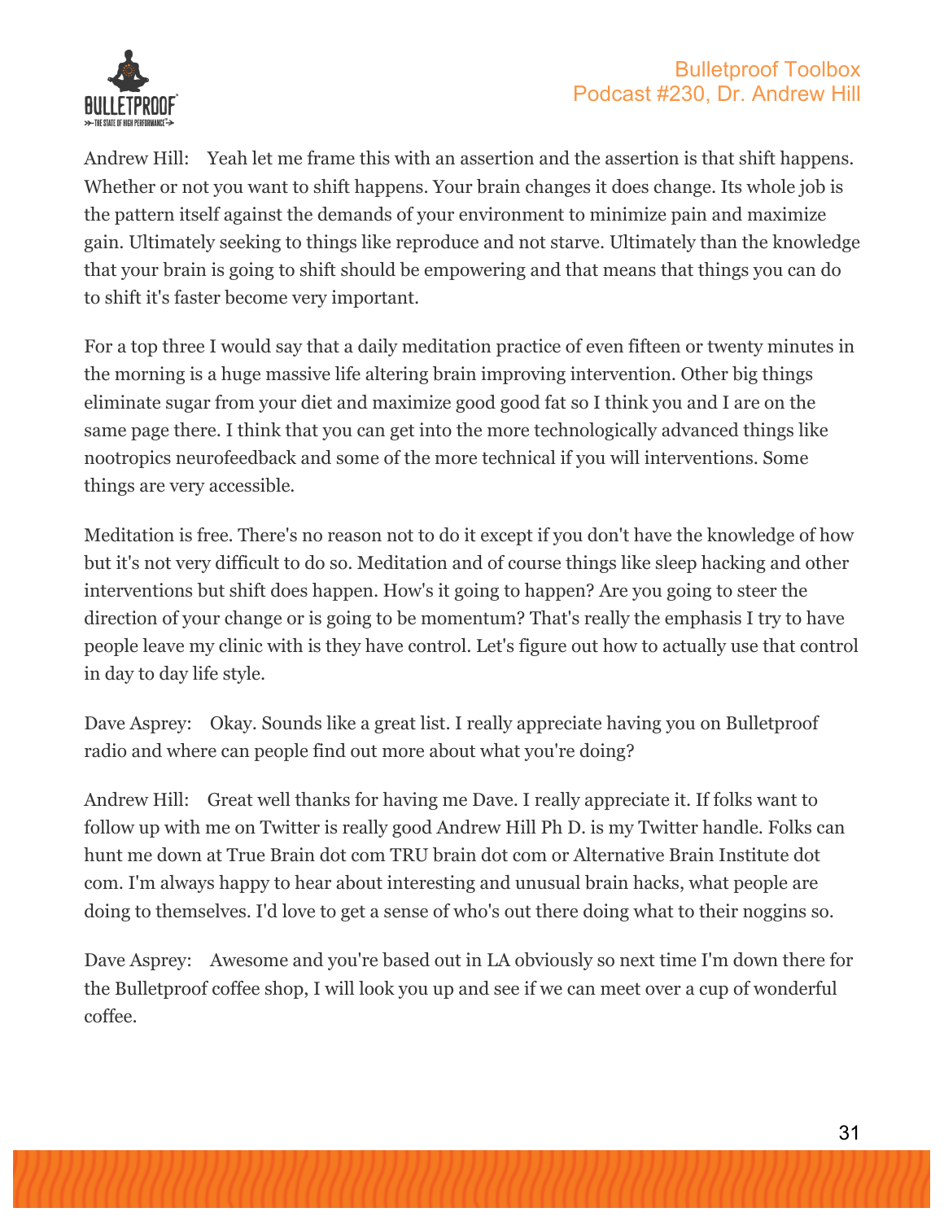Andrew Hill: Yeah let me frame this with an assertion and the assertion is that shift happens. Whether or not you want to shift happens. Your brain changes it does change. Its whole job is the pattern itself against the demands of your environment to minimize pain and maximize gain. Ultimately seeking to things like reproduce and not starve. Ultimately than the knowledge that your brain is going to shift should be empowering and that means that things you can do to shift it's faster become very important.

For a top three I would say that a daily meditation practice of even fifteen or twenty minutes in the morning is a huge massive life altering brain improving intervention. Other big things eliminate sugar from your diet and maximize good good fat so I think you and I are on the same page there. I think that you can get into the more technologically advanced things like nootropics neurofeedback and some of the more technical if you will interventions. Some things are very accessible.

Meditation is free. There's no reason not to do it except if you don't have the knowledge of how but it's not very difficult to do so. Meditation and of course things like sleep hacking and other interventions but shift does happen. How's it going to happen? Are you going to steer the direction of your change or is going to be momentum? That's really the emphasis I try to have people leave my clinic with is they have control. Let's figure out how to actually use that control in day to day life style.

Dave Asprey: Okay. Sounds like a great list. I really appreciate having you on Bulletproof radio and where can people find out more about what you're doing?

Andrew Hill: Great well thanks for having me Dave. I really appreciate it. If folks want to follow up with me on Twitter is really good Andrew Hill Ph D. is my Twitter handle. Folks can hunt me down at True Brain dot com TRU brain dot com or Alternative Brain Institute dot com. I'm always happy to hear about interesting and unusual brain hacks, what people are doing to themselves. I'd love to get a sense of who's out there doing what to their noggins so.

Dave Asprey: Awesome and you're based out in LA obviously so next time I'm down there for the Bulletproof coffee shop, I will look you up and see if we can meet over a cup of wonderful coffee.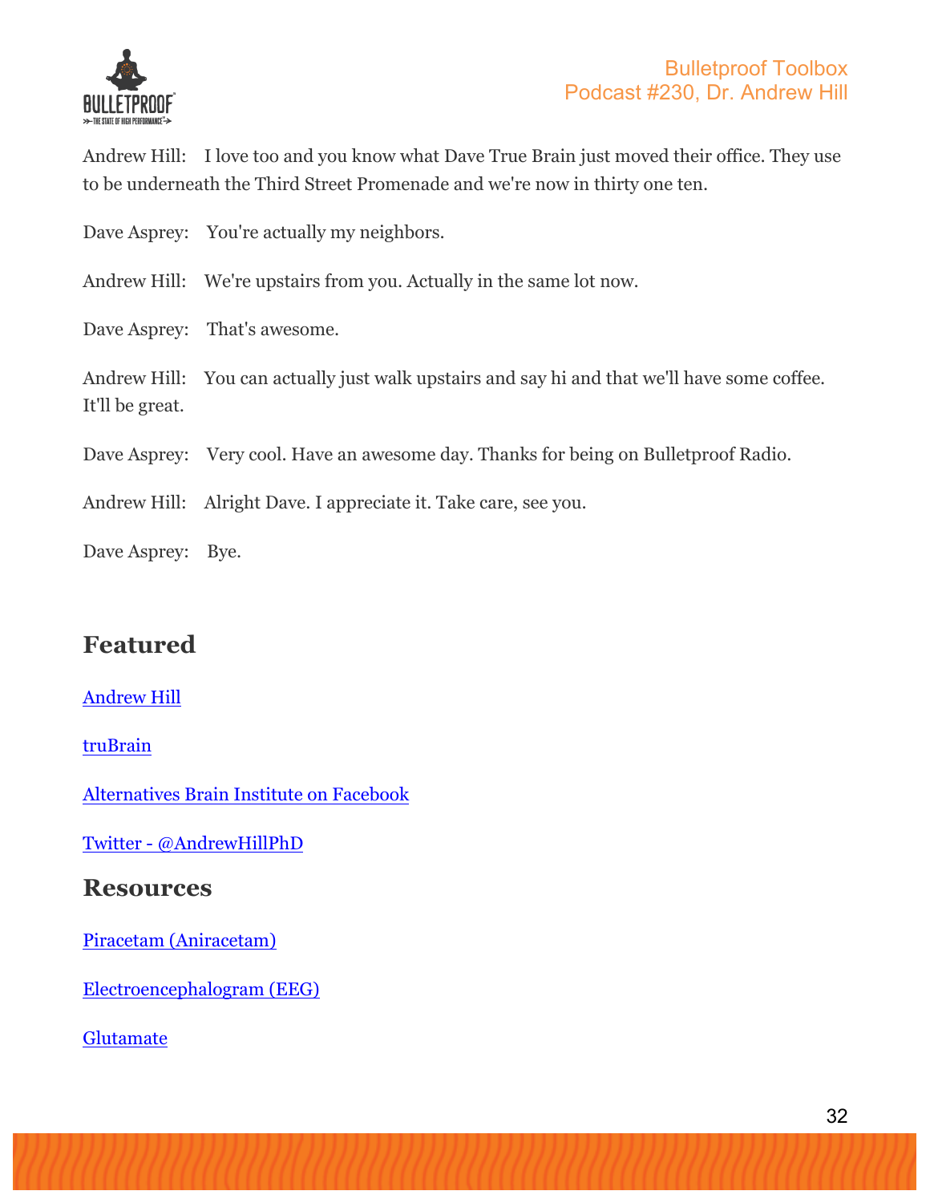Andrew Hill: I love too and you know what Dave True Brain just moved their office. They use to be underneath the Third Street Promenade and we're now in thirty one ten.

Dave Asprey: You're actually my neighbors.

Andrew Hill: We're upstairs from you. Actually in the same lot now.

Dave Asprey: That's awesome.

Andrew Hill: You can actually just walk upstairs and say hi and that we'll have some coffee. It'll be great.

Dave Asprey: Very cool. Have an awesome day. Thanks for being on Bulletproof Radio.

Andrew Hill: Alright Dave. I appreciate it. Take care, see you.

Dave Asprey: Bye.

## Featured

Andrew Hill

truBrain

Alternatives Brain Institute on Facebook

Twitter - @AndrewHillPhD

## Resources

Piracetam (Aniracetam)

Electroencephalogram (EEG)

Glutamate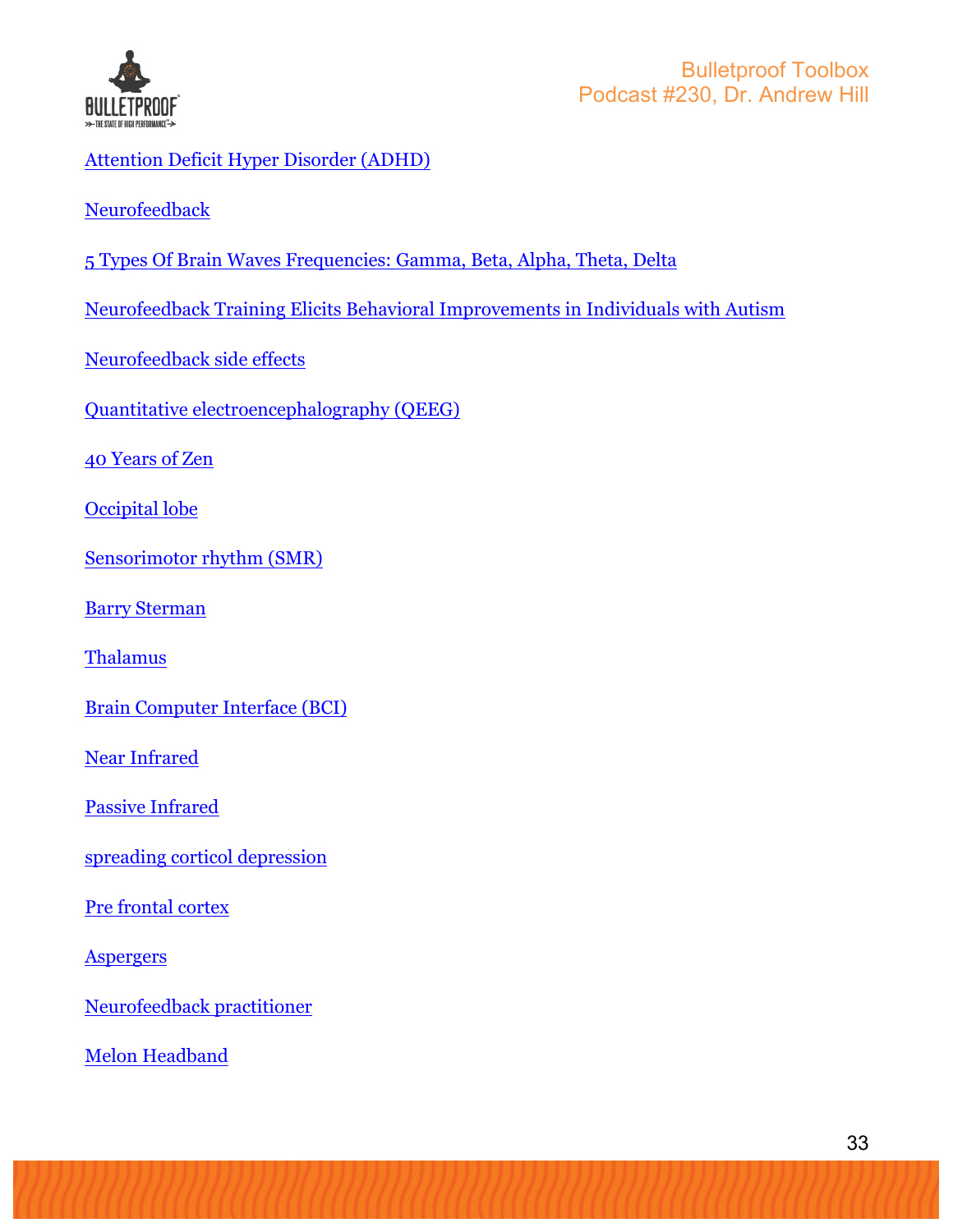Attention Deficit Hyper Disorder (ADHD)

Neurofeedback

5 Types Of Brain Waves Frequencies: Gamma, Beta, Alpha, Theta, Delta

Neurofeedback Training Elicits Behavioral Improvements in Individuals with Autism

Neurofeedback side effects

Quantitative electroencephalography (QEEG)

40 Years of Zen

Occipital lobe

Sensorimotor rhythm (SMR)

Barry Sterman

Thalamus

Brain Computer Interface (BCI)

Near Infrared

Passive Infrared

spreading corticol depression

Pre frontal cortex

Aspergers

Neurofeedback practitioner

Melon Headband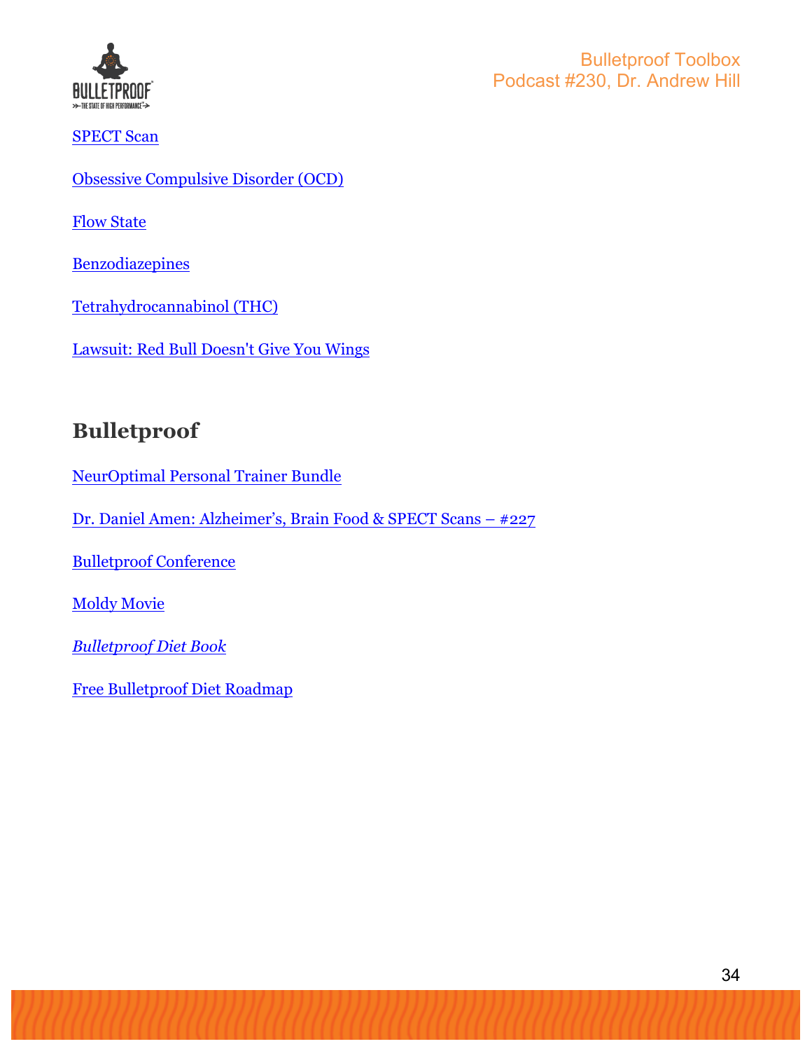SPECT Scan

Obsessive Compulsive Disorder (OCD)

Flow State

Benzodiazepines

Tetrahydrocannabinol (THC)

Lawsuit: Red Bull Doesn't Give You Wings

## Bulletproof

NeurOptimal Personal Trainer Bundle

Dr. Daniel Amen: Alzheimer's, Brain Food & SPECT Scans – #227

Bulletproof Conference

Moldy Movie

*Bulletproof Diet Book*

Free Bulletproof Diet Roadmap